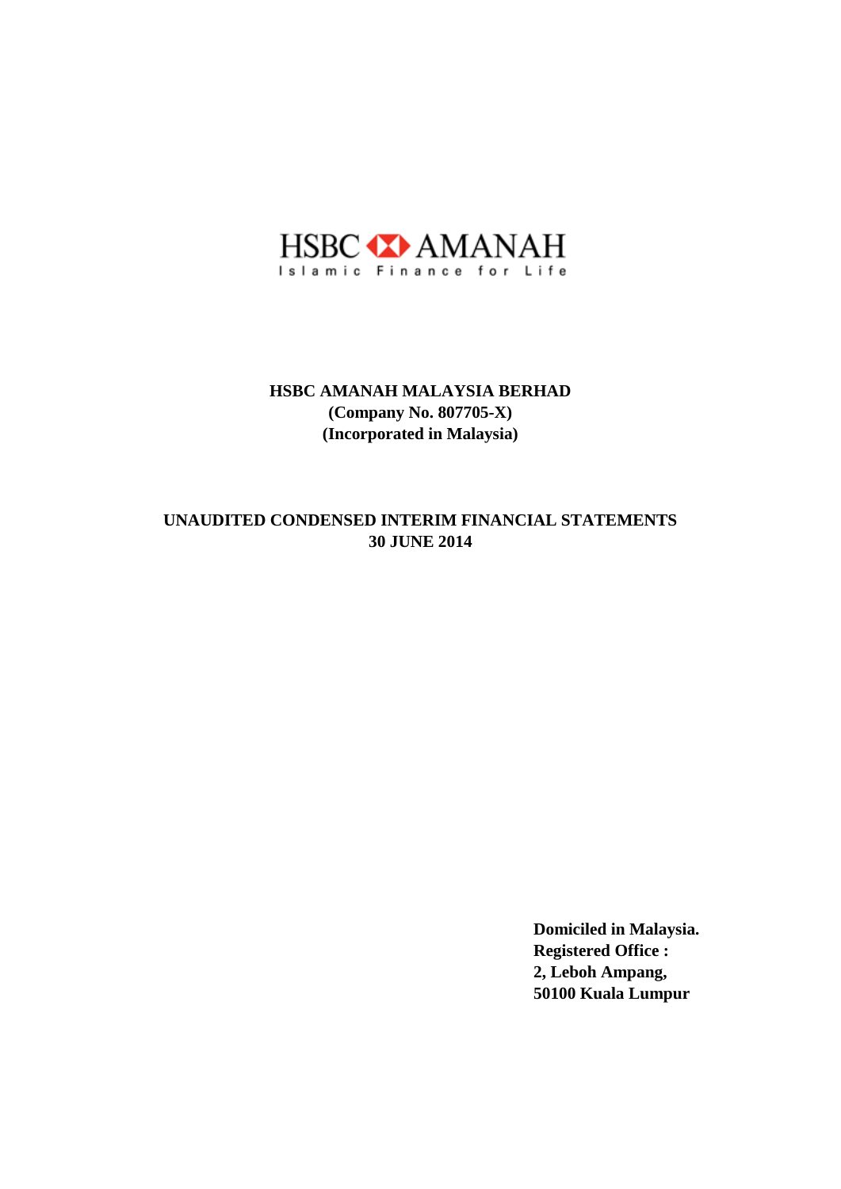HSBC AMANAH

Islamic Finance for Life

# HSBC AMANAH MALAYSIA BERHAD

**(Company No. 807705-X)**

**(Incorporated in Malaysia)**

## UNAUDITED CONDENSED INTERIM FINANCIAL STATEMENTS
## 30 JUNE 2014

**Domiciled in Malaysia.**
**Registered Office :**
**2, Leboh Ampang,**
**50100 Kuala Lumpur**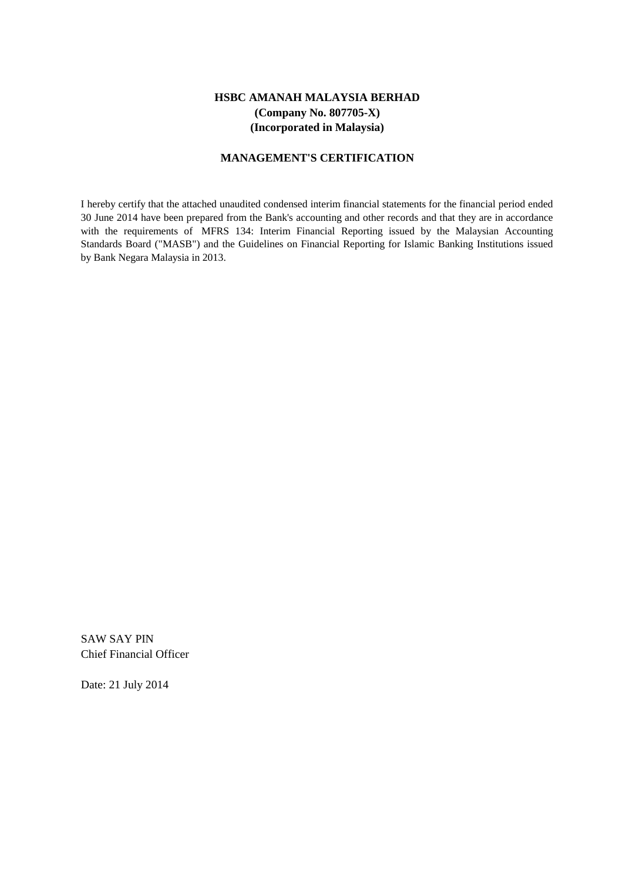**HSBC AMANAH MALAYSIA BERHAD**
**(Company No. 807705-X)**
**(Incorporated in Malaysia)**

## MANAGEMENT'S CERTIFICATION

I hereby certify that the attached unaudited condensed interim financial statements for the financial period ended 30 June 2014 have been prepared from the Bank's accounting and other records and that they are in accordance with the requirements of MFRS 134: Interim Financial Reporting issued by the Malaysian Accounting Standards Board ("MASB") and the Guidelines on Financial Reporting for Islamic Banking Institutions issued by Bank Negara Malaysia in 2013.

SAW SAY PIN
Chief Financial Officer

Date: 21 July 2014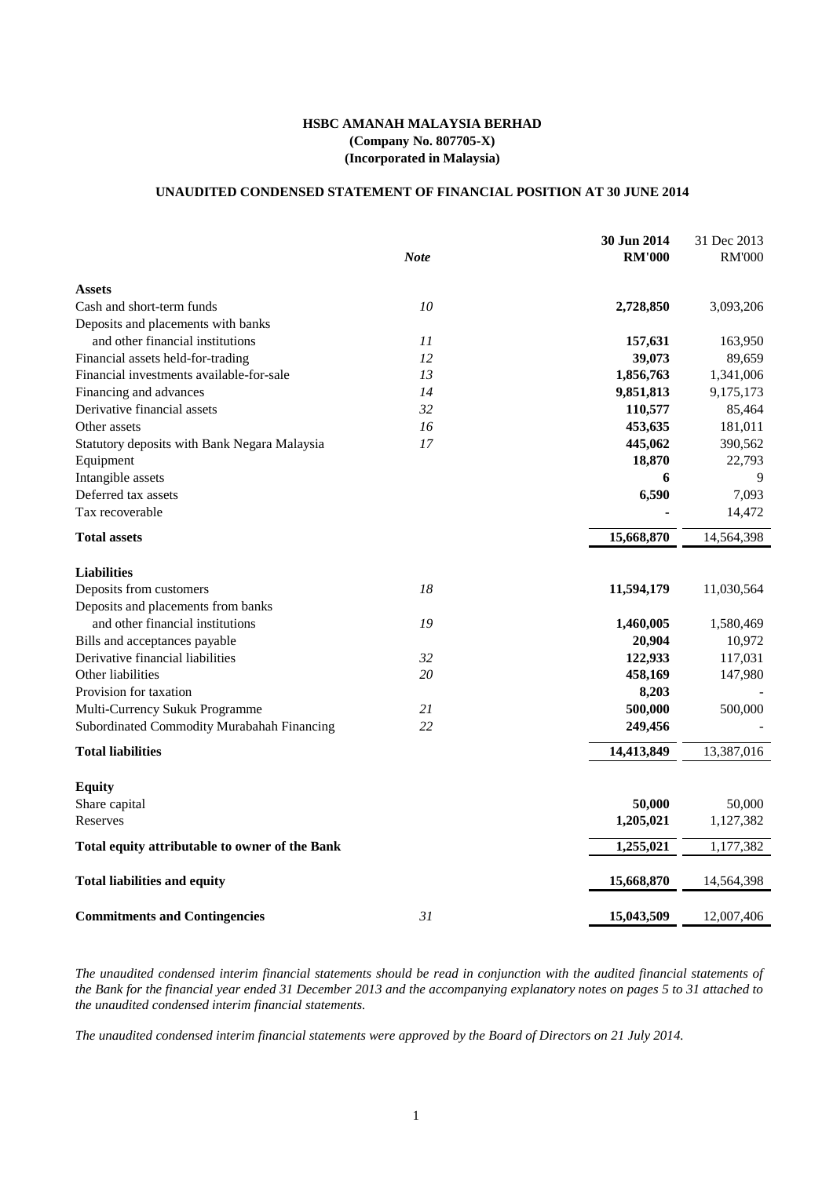**HSBC AMANAH MALAYSIA BERHAD**
**(Company No. 807705-X)**
**(Incorporated in Malaysia)**

**UNAUDITED CONDENSED STATEMENT OF FINANCIAL POSITION AT 30 JUNE 2014**

| | *Note* | **30 Jun 2014 RM'000** | 31 Dec 2013 RM'000 |
|---|---|---|---|
| **Assets** | | | |
| Cash and short-term funds | *10* | **2,728,850** | 3,093,206 |
| Deposits and placements with banks and other financial institutions | *11* | **157,631** | 163,950 |
| Financial assets held-for-trading | *12* | **39,073** | 89,659 |
| Financial investments available-for-sale | *13* | **1,856,763** | 1,341,006 |
| Financing and advances | *14* | **9,851,813** | 9,175,173 |
| Derivative financial assets | *32* | **110,577** | 85,464 |
| Other assets | *16* | **453,635** | 181,011 |
| Statutory deposits with Bank Negara Malaysia | *17* | **445,062** | 390,562 |
| Equipment | | **18,870** | 22,793 |
| Intangible assets | | **6** | 9 |
| Deferred tax assets | | **6,590** | 7,093 |
| Tax recoverable | | **-** | 14,472 |
| **Total assets** | | **15,668,870** | 14,564,398 |
| | | | |
| **Liabilities** | | | |
| Deposits from customers | *18* | **11,594,179** | 11,030,564 |
| Deposits and placements from banks and other financial institutions | *19* | **1,460,005** | 1,580,469 |
| Bills and acceptances payable | | **20,904** | 10,972 |
| Derivative financial liabilities | *32* | **122,933** | 117,031 |
| Other liabilities | *20* | **458,169** | 147,980 |
| Provision for taxation | | **8,203** | - |
| Multi-Currency Sukuk Programme | *21* | **500,000** | 500,000 |
| Subordinated Commodity Murabahah Financing | *22* | **249,456** | - |
| **Total liabilities** | | **14,413,849** | 13,387,016 |
| | | | |
| **Equity** | | | |
| Share capital | | **50,000** | 50,000 |
| Reserves | | **1,205,021** | 1,127,382 |
| **Total equity attributable to owner of the Bank** | | **1,255,021** | 1,177,382 |
| | | | |
| **Total liabilities and equity** | | **15,668,870** | 14,564,398 |
| | | | |
| **Commitments and Contingencies** | *31* | **15,043,509** | 12,007,406 |

*The unaudited condensed interim financial statements should be read in conjunction with the audited financial statements of the Bank for the financial year ended 31 December 2013 and the accompanying explanatory notes on pages 5 to 31 attached to the unaudited condensed interim financial statements.*

*The unaudited condensed interim financial statements were approved by the Board of Directors on 21 July 2014.*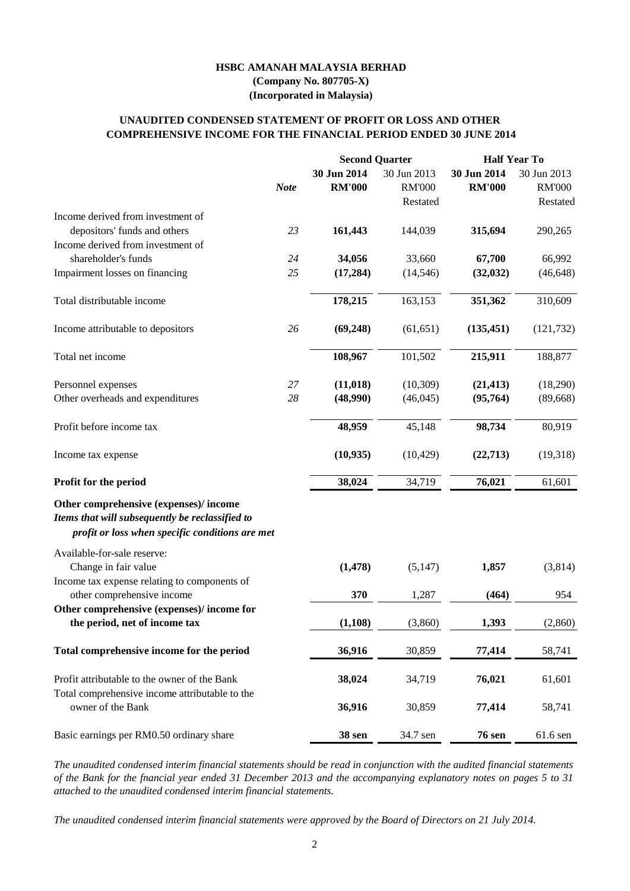# HSBC AMANAH MALAYSIA BERHAD
**(Company No. 807705-X)**
**(Incorporated in Malaysia)**

## UNAUDITED CONDENSED STATEMENT OF PROFIT OR LOSS AND OTHER COMPREHENSIVE INCOME FOR THE FINANCIAL PERIOD ENDED 30 JUNE 2014

| | | Second Quarter | | Half Year To | |
|---|---|---|---|---|---|
| | | **30 Jun 2014** | 30 Jun 2013 | **30 Jun 2014** | 30 Jun 2013 |
| | ***Note*** | **RM'000** | RM'000 | **RM'000** | RM'000 |
| | | | Restated | | Restated |
| Income derived from investment of depositors' funds and others | *23* | **161,443** | 144,039 | **315,694** | 290,265 |
| Income derived from investment of shareholder's funds | *24* | **34,056** | 33,660 | **67,700** | 66,992 |
| Impairment losses on financing | *25* | **(17,284)** | (14,546) | **(32,032)** | (46,648) |
| Total distributable income | | **178,215** | 163,153 | **351,362** | 310,609 |
| Income attributable to depositors | *26* | **(69,248)** | (61,651) | **(135,451)** | (121,732) |
| Total net income | | **108,967** | 101,502 | **215,911** | 188,877 |
| Personnel expenses | *27* | **(11,018)** | (10,309) | **(21,413)** | (18,290) |
| Other overheads and expenditures | *28* | **(48,990)** | (46,045) | **(95,764)** | (89,668) |
| Profit before income tax | | **48,959** | 45,148 | **98,734** | 80,919 |
| Income tax expense | | **(10,935)** | (10,429) | **(22,713)** | (19,318) |
| **Profit for the period** | | **38,024** | 34,719 | **76,021** | 61,601 |
| **Other comprehensive (expenses)/ income** | | | | | |
| ***Items that will subsequently be reclassified to profit or loss when specific conditions are met*** | | | | | |
| Available-for-sale reserve: | | | | | |
| Change in fair value | | **(1,478)** | (5,147) | **1,857** | (3,814) |
| Income tax expense relating to components of other comprehensive income | | **370** | 1,287 | **(464)** | 954 |
| **Other comprehensive (expenses)/ income for the period, net of income tax** | | **(1,108)** | (3,860) | **1,393** | (2,860) |
| **Total comprehensive income for the period** | | **36,916** | 30,859 | **77,414** | 58,741 |
| Profit attributable to the owner of the Bank | | **38,024** | 34,719 | **76,021** | 61,601 |
| Total comprehensive income attributable to the owner of the Bank | | **36,916** | 30,859 | **77,414** | 58,741 |
| Basic earnings per RM0.50 ordinary share | | **38 sen** | 34.7 sen | **76 sen** | 61.6 sen |

*The unaudited condensed interim financial statements should be read in conjunction with the audited financial statements of the Bank for the fnancial year ended 31 December 2013 and the accompanying explanatory notes on pages 5 to 31 attached to the unaudited condensed interim financial statements.*

*The unaudited condensed interim financial statements were approved by the Board of Directors on 21 July 2014.*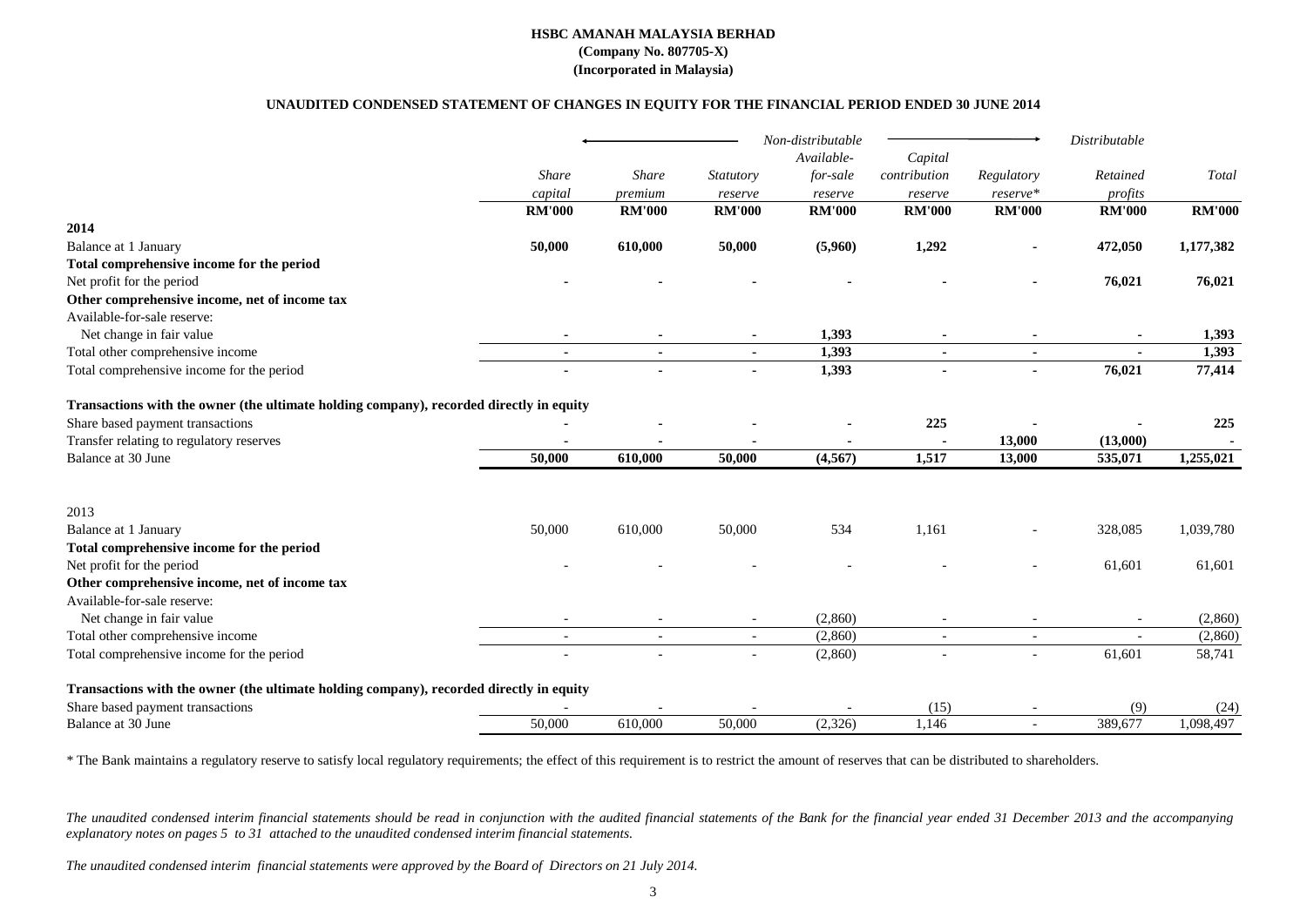**HSBC AMANAH MALAYSIA BERHAD**
**(Company No. 807705-X)**
**(Incorporated in Malaysia)**

**UNAUDITED CONDENSED STATEMENT OF CHANGES IN EQUITY FOR THE FINANCIAL PERIOD ENDED 30 JUNE 2014**

| | *Non-distributable* | | | | | | *Distributable* | |
|---|---|---|---|---|---|---|---|---|
| | *Share capital* | *Share premium* | *Statutory reserve* | *Available-for-sale reserve* | *Capital contribution reserve* | *Regulatory reserve** | *Retained profits* | *Total* |
| | **RM'000** | **RM'000** | **RM'000** | **RM'000** | **RM'000** | **RM'000** | **RM'000** | **RM'000** |
| **2014** | | | | | | | | |
| Balance at 1 January | **50,000** | **610,000** | **50,000** | **(5,960)** | **1,292** | **-** | **472,050** | **1,177,382** |
| **Total comprehensive income for the period** | | | | | | | | |
| Net profit for the period | **-** | **-** | **-** | **-** | **-** | **-** | **76,021** | **76,021** |
| **Other comprehensive income, net of income tax** | | | | | | | | |
| Available-for-sale reserve: | | | | | | | | |
| Net change in fair value | **-** | **-** | **-** | **1,393** | **-** | **-** | **-** | **1,393** |
| Total other comprehensive income | **-** | **-** | **-** | **1,393** | **-** | **-** | **-** | **1,393** |
| Total comprehensive income for the period | **-** | **-** | **-** | **1,393** | **-** | **-** | **76,021** | **77,414** |
| **Transactions with the owner (the ultimate holding company), recorded directly in equity** | | | | | | | | |
| Share based payment transactions | **-** | **-** | **-** | **-** | **225** | **-** | **-** | **225** |
| Transfer relating to regulatory reserves | **-** | **-** | **-** | **-** | **-** | **13,000** | **(13,000)** | **-** |
| Balance at 30 June | **50,000** | **610,000** | **50,000** | **(4,567)** | **1,517** | **13,000** | **535,071** | **1,255,021** |
| 2013 | | | | | | | | |
| Balance at 1 January | 50,000 | 610,000 | 50,000 | 534 | 1,161 | - | 328,085 | 1,039,780 |
| **Total comprehensive income for the period** | | | | | | | | |
| Net profit for the period | - | - | - | - | - | - | 61,601 | 61,601 |
| **Other comprehensive income, net of income tax** | | | | | | | | |
| Available-for-sale reserve: | | | | | | | | |
| Net change in fair value | - | - | - | (2,860) | - | - | - | (2,860) |
| Total other comprehensive income | - | - | - | (2,860) | - | - | - | (2,860) |
| Total comprehensive income for the period | - | - | - | (2,860) | - | - | 61,601 | 58,741 |
| **Transactions with the owner (the ultimate holding company), recorded directly in equity** | | | | | | | | |
| Share based payment transactions | - | - | - | - | (15) | - | (9) | (24) |
| Balance at 30 June | 50,000 | 610,000 | 50,000 | (2,326) | 1,146 | - | 389,677 | 1,098,497 |

* The Bank maintains a regulatory reserve to satisfy local regulatory requirements; the effect of this requirement is to restrict the amount of reserves that can be distributed to shareholders.

*The unaudited condensed interim financial statements should be read in conjunction with the audited financial statements of the Bank for the financial year ended 31 December 2013 and the accompanying explanatory notes on pages 5 to 31 attached to the unaudited condensed interim financial statements.*

*The unaudited condensed interim financial statements were approved by the Board of Directors on 21 July 2014.*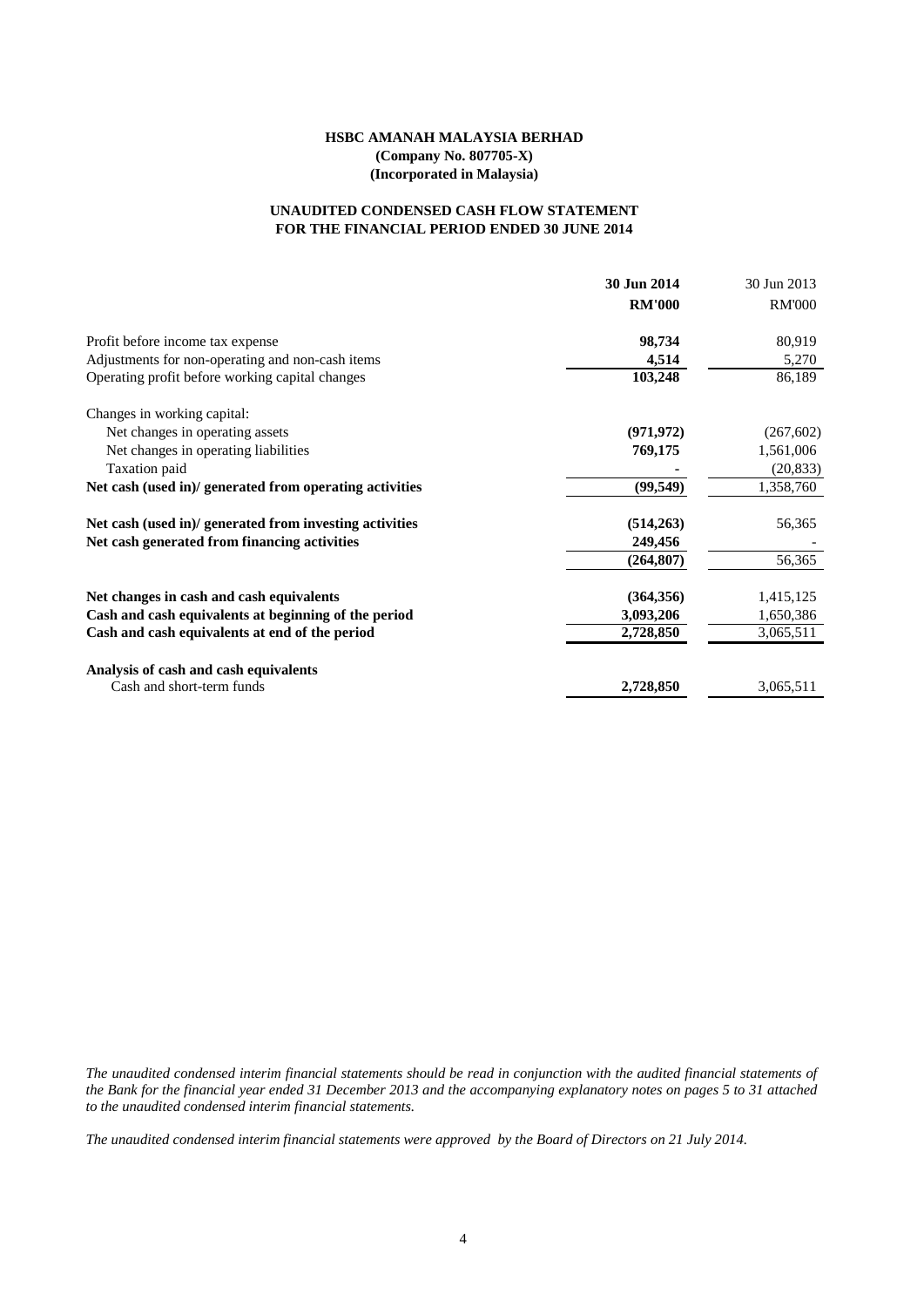**HSBC AMANAH MALAYSIA BERHAD**
**(Company No. 807705-X)**
**(Incorporated in Malaysia)**

**UNAUDITED CONDENSED CASH FLOW STATEMENT**
**FOR THE FINANCIAL PERIOD ENDED 30 JUNE 2014**

| | **30 Jun 2014** | 30 Jun 2013 |
|---|---|---|
| | **RM'000** | RM'000 |
| Profit before income tax expense | **98,734** | 80,919 |
| Adjustments for non-operating and non-cash items | **4,514** | 5,270 |
| Operating profit before working capital changes | **103,248** | 86,189 |
| Changes in working capital: | | |
| Net changes in operating assets | **(971,972)** | (267,602) |
| Net changes in operating liabilities | **769,175** | 1,561,006 |
| Taxation paid | **-** | (20,833) |
| **Net cash (used in)/ generated from operating activities** | **(99,549)** | 1,358,760 |
| **Net cash (used in)/ generated from investing activities** | **(514,263)** | 56,365 |
| **Net cash generated from financing activities** | **249,456** | - |
| | **(264,807)** | 56,365 |
| **Net changes in cash and cash equivalents** | **(364,356)** | 1,415,125 |
| **Cash and cash equivalents at beginning of the period** | **3,093,206** | 1,650,386 |
| **Cash and cash equivalents at end of the period** | **2,728,850** | 3,065,511 |
| **Analysis of cash and cash equivalents** | | |
| Cash and short-term funds | **2,728,850** | 3,065,511 |

*The unaudited condensed interim financial statements should be read in conjunction with the audited financial statements of the Bank for the financial year ended 31 December 2013 and the accompanying explanatory notes on pages 5 to 31 attached to the unaudited condensed interim financial statements.*

*The unaudited condensed interim financial statements were approved by the Board of Directors on 21 July 2014.*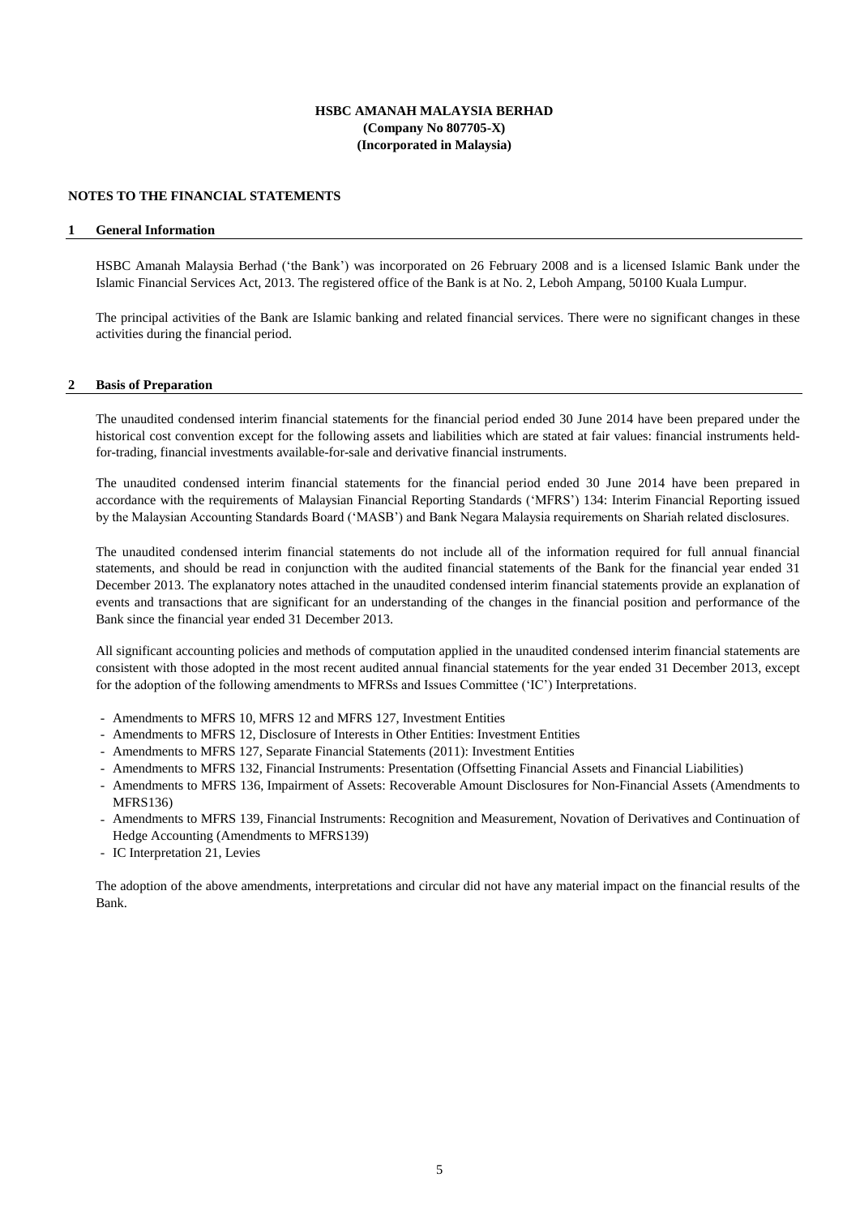**HSBC AMANAH MALAYSIA BERHAD**
**(Company No 807705-X)**
**(Incorporated in Malaysia)**

## NOTES TO THE FINANCIAL STATEMENTS

### 1 General Information

HSBC Amanah Malaysia Berhad ('the Bank') was incorporated on 26 February 2008 and is a licensed Islamic Bank under the Islamic Financial Services Act, 2013. The registered office of the Bank is at No. 2, Leboh Ampang, 50100 Kuala Lumpur.

The principal activities of the Bank are Islamic banking and related financial services. There were no significant changes in these activities during the financial period.

### 2 Basis of Preparation

The unaudited condensed interim financial statements for the financial period ended 30 June 2014 have been prepared under the historical cost convention except for the following assets and liabilities which are stated at fair values: financial instruments held-for-trading, financial investments available-for-sale and derivative financial instruments.

The unaudited condensed interim financial statements for the financial period ended 30 June 2014 have been prepared in accordance with the requirements of Malaysian Financial Reporting Standards ('MFRS') 134: Interim Financial Reporting issued by the Malaysian Accounting Standards Board ('MASB') and Bank Negara Malaysia requirements on Shariah related disclosures.

The unaudited condensed interim financial statements do not include all of the information required for full annual financial statements, and should be read in conjunction with the audited financial statements of the Bank for the financial year ended 31 December 2013. The explanatory notes attached in the unaudited condensed interim financial statements provide an explanation of events and transactions that are significant for an understanding of the changes in the financial position and performance of the Bank since the financial year ended 31 December 2013.

All significant accounting policies and methods of computation applied in the unaudited condensed interim financial statements are consistent with those adopted in the most recent audited annual financial statements for the year ended 31 December 2013, except for the adoption of the following amendments to MFRSs and Issues Committee ('IC') Interpretations.

- Amendments to MFRS 10, MFRS 12 and MFRS 127, Investment Entities
- Amendments to MFRS 12, Disclosure of Interests in Other Entities: Investment Entities
- Amendments to MFRS 127, Separate Financial Statements (2011): Investment Entities
- Amendments to MFRS 132, Financial Instruments: Presentation (Offsetting Financial Assets and Financial Liabilities)
- Amendments to MFRS 136, Impairment of Assets: Recoverable Amount Disclosures for Non-Financial Assets (Amendments to MFRS136)
- Amendments to MFRS 139, Financial Instruments: Recognition and Measurement, Novation of Derivatives and Continuation of Hedge Accounting (Amendments to MFRS139)
- IC Interpretation 21, Levies

The adoption of the above amendments, interpretations and circular did not have any material impact on the financial results of the Bank.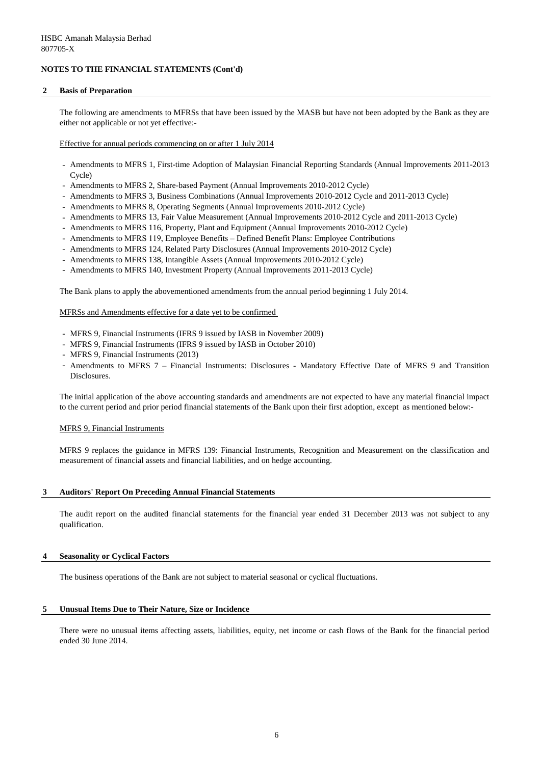HSBC Amanah Malaysia Berhad
807705-X

**NOTES TO THE FINANCIAL STATEMENTS (Cont'd)**

## 2 Basis of Preparation

The following are amendments to MFRSs that have been issued by the MASB but have not been adopted by the Bank as they are either not applicable or not yet effective:-

Effective for annual periods commencing on or after 1 July 2014

- Amendments to MFRS 1, First-time Adoption of Malaysian Financial Reporting Standards (Annual Improvements 2011-2013 Cycle)
- Amendments to MFRS 2, Share-based Payment (Annual Improvements 2010-2012 Cycle)
- Amendments to MFRS 3, Business Combinations (Annual Improvements 2010-2012 Cycle and 2011-2013 Cycle)
- Amendments to MFRS 8, Operating Segments (Annual Improvements 2010-2012 Cycle)
- Amendments to MFRS 13, Fair Value Measurement (Annual Improvements 2010-2012 Cycle and 2011-2013 Cycle)
- Amendments to MFRS 116, Property, Plant and Equipment (Annual Improvements 2010-2012 Cycle)
- Amendments to MFRS 119, Employee Benefits – Defined Benefit Plans: Employee Contributions
- Amendments to MFRS 124, Related Party Disclosures (Annual Improvements 2010-2012 Cycle)
- Amendments to MFRS 138, Intangible Assets (Annual Improvements 2010-2012 Cycle)
- Amendments to MFRS 140, Investment Property (Annual Improvements 2011-2013 Cycle)

The Bank plans to apply the abovementioned amendments from the annual period beginning 1 July 2014.

MFRSs and Amendments effective for a date yet to be confirmed

- MFRS 9, Financial Instruments (IFRS 9 issued by IASB in November 2009)
- MFRS 9, Financial Instruments (IFRS 9 issued by IASB in October 2010)
- MFRS 9, Financial Instruments (2013)
- Amendments to MFRS 7 – Financial Instruments: Disclosures - Mandatory Effective Date of MFRS 9 and Transition Disclosures.

The initial application of the above accounting standards and amendments are not expected to have any material financial impact to the current period and prior period financial statements of the Bank upon their first adoption, except as mentioned below:-

MFRS 9, Financial Instruments

MFRS 9 replaces the guidance in MFRS 139: Financial Instruments, Recognition and Measurement on the classification and measurement of financial assets and financial liabilities, and on hedge accounting.

## 3 Auditors' Report On Preceding Annual Financial Statements

The audit report on the audited financial statements for the financial year ended 31 December 2013 was not subject to any qualification.

## 4 Seasonality or Cyclical Factors

The business operations of the Bank are not subject to material seasonal or cyclical fluctuations.

## 5 Unusual Items Due to Their Nature, Size or Incidence

There were no unusual items affecting assets, liabilities, equity, net income or cash flows of the Bank for the financial period ended 30 June 2014.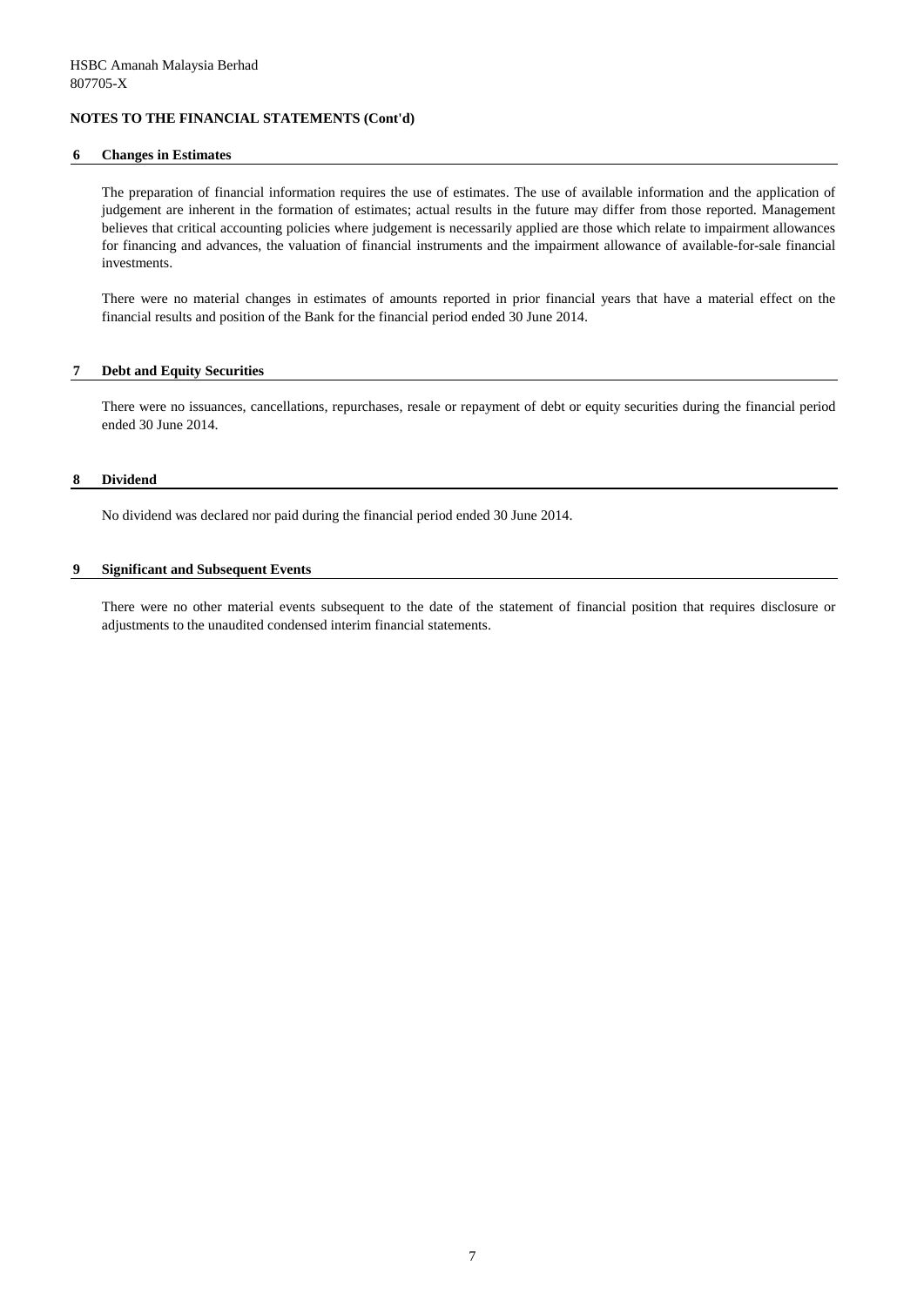**NOTES TO THE FINANCIAL STATEMENTS (Cont'd)**

## 6 Changes in Estimates

The preparation of financial information requires the use of estimates. The use of available information and the application of judgement are inherent in the formation of estimates; actual results in the future may differ from those reported. Management believes that critical accounting policies where judgement is necessarily applied are those which relate to impairment allowances for financing and advances, the valuation of financial instruments and the impairment allowance of available-for-sale financial investments.

There were no material changes in estimates of amounts reported in prior financial years that have a material effect on the financial results and position of the Bank for the financial period ended 30 June 2014.

## 7 Debt and Equity Securities

There were no issuances, cancellations, repurchases, resale or repayment of debt or equity securities during the financial period ended 30 June 2014.

## 8 Dividend

No dividend was declared nor paid during the financial period ended 30 June 2014.

## 9 Significant and Subsequent Events

There were no other material events subsequent to the date of the statement of financial position that requires disclosure or adjustments to the unaudited condensed interim financial statements.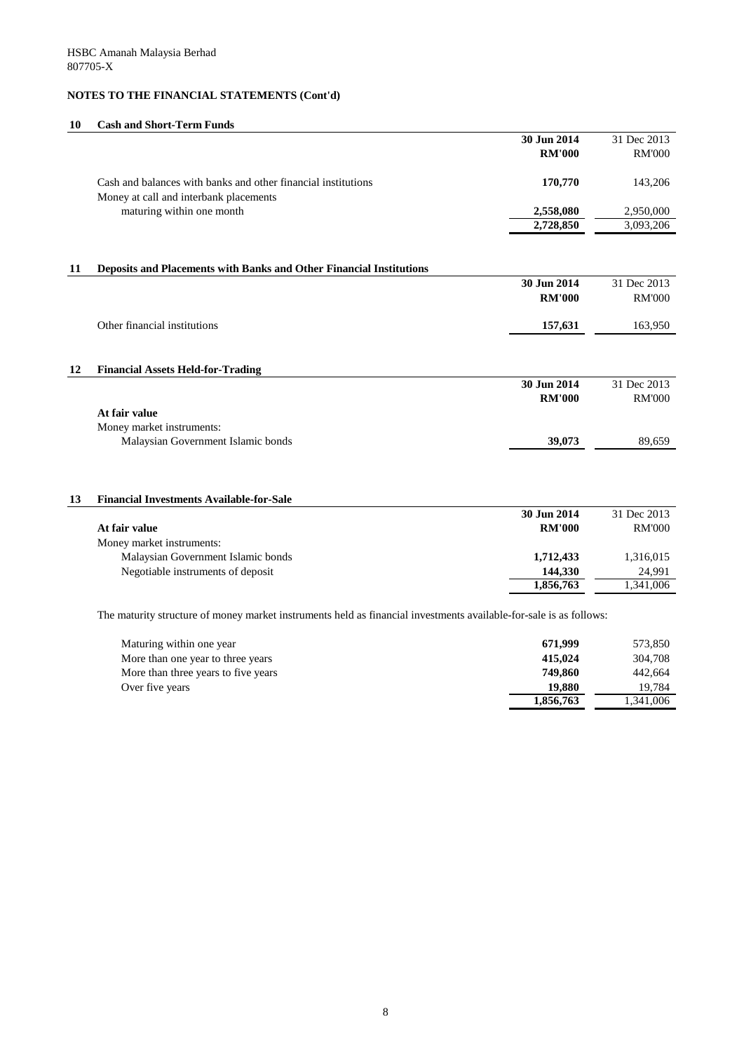HSBC Amanah Malaysia Berhad
807705-X

**NOTES TO THE FINANCIAL STATEMENTS (Cont'd)**

## 10 Cash and Short-Term Funds

| | 30 Jun 2014 RM'000 | 31 Dec 2013 RM'000 |
|---|---|---|
| Cash and balances with banks and other financial institutions | 170,770 | 143,206 |
| Money at call and interbank placements maturing within one month | 2,558,080 | 2,950,000 |
| | 2,728,850 | 3,093,206 |

## 11 Deposits and Placements with Banks and Other Financial Institutions

| | 30 Jun 2014 RM'000 | 31 Dec 2013 RM'000 |
|---|---|---|
| Other financial institutions | 157,631 | 163,950 |

## 12 Financial Assets Held-for-Trading

| | 30 Jun 2014 RM'000 | 31 Dec 2013 RM'000 |
|---|---|---|
| **At fair value** | | |
| Money market instruments: | | |
| Malaysian Government Islamic bonds | 39,073 | 89,659 |

## 13 Financial Investments Available-for-Sale

| | 30 Jun 2014 RM'000 | 31 Dec 2013 RM'000 |
|---|---|---|
| **At fair value** | | |
| Money market instruments: | | |
| Malaysian Government Islamic bonds | 1,712,433 | 1,316,015 |
| Negotiable instruments of deposit | 144,330 | 24,991 |
| | 1,856,763 | 1,341,006 |

The maturity structure of money market instruments held as financial investments available-for-sale is as follows:

| | 30 Jun 2014 RM'000 | 31 Dec 2013 RM'000 |
|---|---|---|
| Maturing within one year | 671,999 | 573,850 |
| More than one year to three years | 415,024 | 304,708 |
| More than three years to five years | 749,860 | 442,664 |
| Over five years | 19,880 | 19,784 |
| | 1,856,763 | 1,341,006 |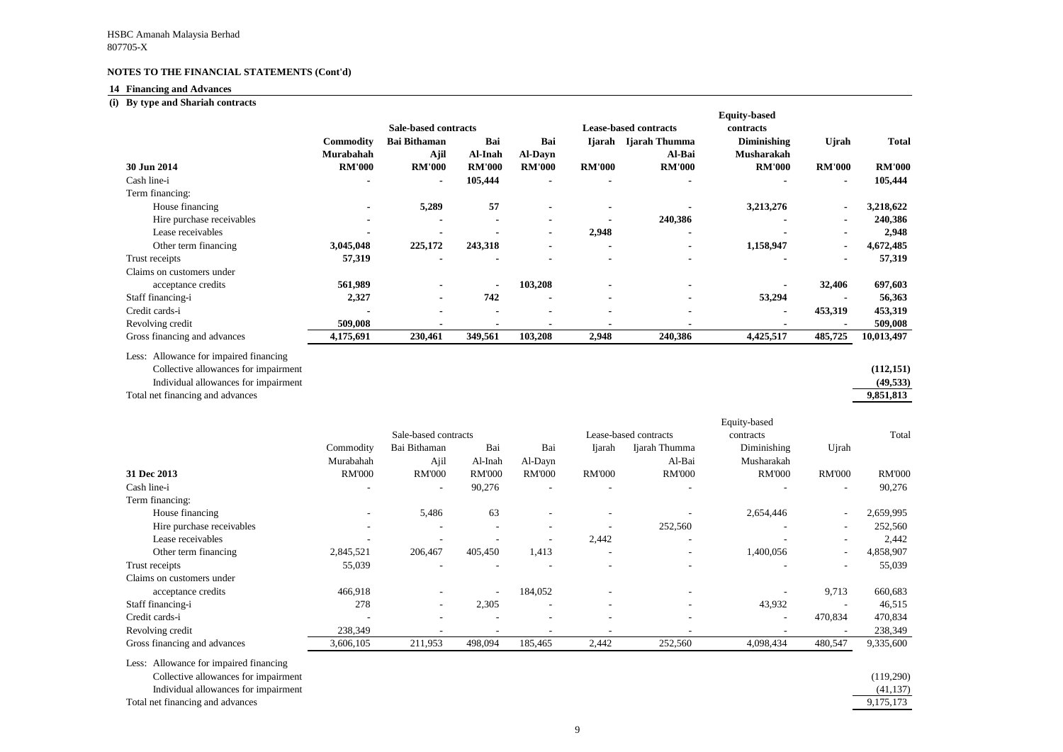HSBC Amanah Malaysia Berhad
807705-X

**NOTES TO THE FINANCIAL STATEMENTS (Cont'd)**

**14 Financing and Advances**

**(i) By type and Shariah contracts**

| | Sale-based contracts | | | | Lease-based contracts | | Equity-based contracts | | |
|---|---|---|---|---|---|---|---|---|---|
| | **Commodity Murabahah** | **Bai Bithaman Ajil** | **Bai Al-Inah** | **Bai Al-Dayn** | **Ijarah** | **Ijarah Thumma Al-Bai** | **Diminishing Musharakah** | **Ujrah** | **Total** |
| **30 Jun 2014** | **RM'000** | **RM'000** | **RM'000** | **RM'000** | **RM'000** | **RM'000** | **RM'000** | **RM'000** | **RM'000** |
| Cash line-i | - | - | 105,444 | - | - | - | - | - | 105,444 |
| Term financing: | | | | | | | | | |
| House financing | - | 5,289 | 57 | - | - | - | 3,213,276 | - | 3,218,622 |
| Hire purchase receivables | - | - | - | - | - | 240,386 | - | - | 240,386 |
| Lease receivables | - | - | - | - | 2,948 | - | - | - | 2,948 |
| Other term financing | 3,045,048 | 225,172 | 243,318 | - | - | - | 1,158,947 | - | 4,672,485 |
| Trust receipts | 57,319 | - | - | - | - | - | - | - | 57,319 |
| Claims on customers under acceptance credits | 561,989 | - | - | 103,208 | - | - | - | 32,406 | 697,603 |
| Staff financing-i | 2,327 | - | 742 | - | - | - | 53,294 | - | 56,363 |
| Credit cards-i | - | - | - | - | - | - | - | 453,319 | 453,319 |
| Revolving credit | 509,008 | - | - | - | - | - | - | - | 509,008 |
| Gross financing and advances | 4,175,691 | 230,461 | 349,561 | 103,208 | 2,948 | 240,386 | 4,425,517 | 485,725 | 10,013,497 |
| Less: Allowance for impaired financing | | | | | | | | | |
| Collective allowances for impairment | | | | | | | | | (112,151) |
| Individual allowances for impairment | | | | | | | | | (49,533) |
| Total net financing and advances | | | | | | | | | 9,851,813 |

| | Sale-based contracts | | | | Lease-based contracts | | Equity-based contracts | | |
|---|---|---|---|---|---|---|---|---|---|
| | Commodity Murabahah | Bai Bithaman Ajil | Bai Al-Inah | Bai Al-Dayn | Ijarah | Ijarah Thumma Al-Bai | Diminishing Musharakah | Ujrah | Total |
| **31 Dec 2013** | RM'000 | RM'000 | RM'000 | RM'000 | RM'000 | RM'000 | RM'000 | RM'000 | RM'000 |
| Cash line-i | - | - | 90,276 | - | - | - | - | - | 90,276 |
| Term financing: | | | | | | | | | |
| House financing | - | 5,486 | 63 | - | - | - | 2,654,446 | - | 2,659,995 |
| Hire purchase receivables | - | - | - | - | - | 252,560 | - | - | 252,560 |
| Lease receivables | - | - | - | - | 2,442 | - | - | - | 2,442 |
| Other term financing | 2,845,521 | 206,467 | 405,450 | 1,413 | - | - | 1,400,056 | - | 4,858,907 |
| Trust receipts | 55,039 | - | - | - | - | - | - | - | 55,039 |
| Claims on customers under acceptance credits | 466,918 | - | - | 184,052 | - | - | - | 9,713 | 660,683 |
| Staff financing-i | 278 | - | 2,305 | - | - | - | 43,932 | - | 46,515 |
| Credit cards-i | - | - | - | - | - | - | - | 470,834 | 470,834 |
| Revolving credit | 238,349 | - | - | - | - | - | - | - | 238,349 |
| Gross financing and advances | 3,606,105 | 211,953 | 498,094 | 185,465 | 2,442 | 252,560 | 4,098,434 | 480,547 | 9,335,600 |
| Less: Allowance for impaired financing | | | | | | | | | |
| Collective allowances for impairment | | | | | | | | | (119,290) |
| Individual allowances for impairment | | | | | | | | | (41,137) |
| Total net financing and advances | | | | | | | | | 9,175,173 |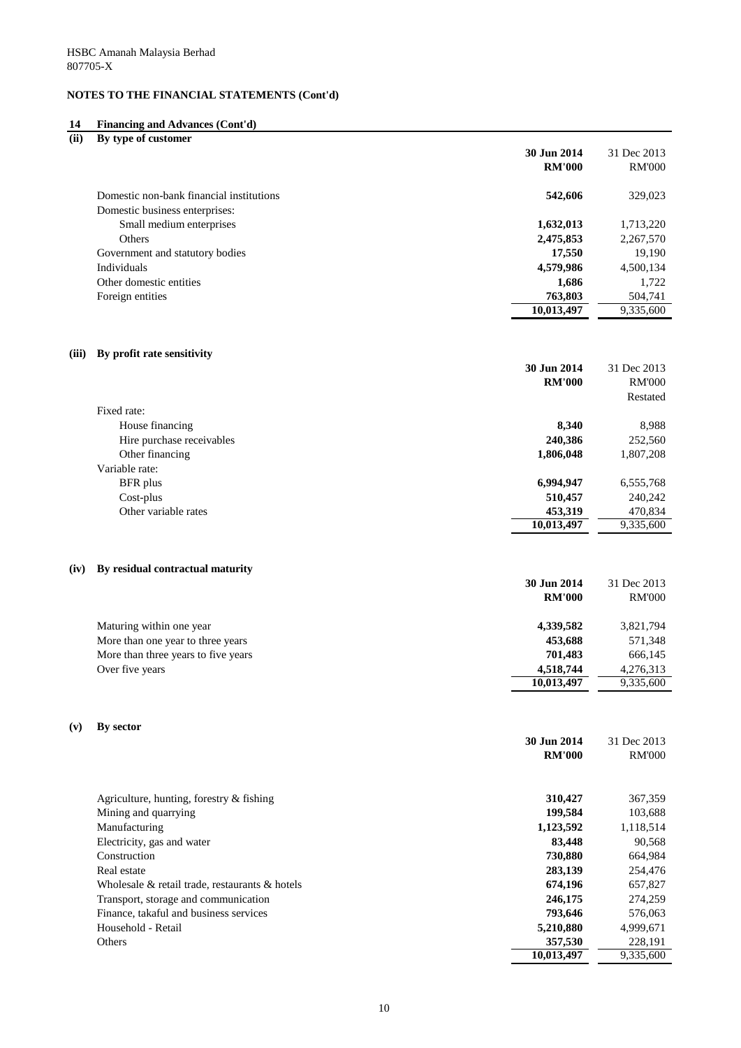HSBC Amanah Malaysia Berhad
807705-X

**NOTES TO THE FINANCIAL STATEMENTS (Cont'd)**

## 14 Financing and Advances (Cont'd)

### (ii) By type of customer

| | 30 Jun 2014 | 31 Dec 2013 |
|---|---|---|
| | **RM'000** | RM'000 |
| Domestic non-bank financial institutions | **542,606** | 329,023 |
| Domestic business enterprises: | | |
| Small medium enterprises | **1,632,013** | 1,713,220 |
| Others | **2,475,853** | 2,267,570 |
| Government and statutory bodies | **17,550** | 19,190 |
| Individuals | **4,579,986** | 4,500,134 |
| Other domestic entities | **1,686** | 1,722 |
| Foreign entities | **763,803** | 504,741 |
| | **10,013,497** | 9,335,600 |

### (iii) By profit rate sensitivity

| | 30 Jun 2014 | 31 Dec 2013 |
|---|---|---|
| | **RM'000** | RM'000 |
| | | Restated |
| Fixed rate: | | |
| House financing | **8,340** | 8,988 |
| Hire purchase receivables | **240,386** | 252,560 |
| Other financing | **1,806,048** | 1,807,208 |
| Variable rate: | | |
| BFR plus | **6,994,947** | 6,555,768 |
| Cost-plus | **510,457** | 240,242 |
| Other variable rates | **453,319** | 470,834 |
| | **10,013,497** | 9,335,600 |

### (iv) By residual contractual maturity

| | 30 Jun 2014 | 31 Dec 2013 |
|---|---|---|
| | **RM'000** | RM'000 |
| Maturing within one year | **4,339,582** | 3,821,794 |
| More than one year to three years | **453,688** | 571,348 |
| More than three years to five years | **701,483** | 666,145 |
| Over five years | **4,518,744** | 4,276,313 |
| | **10,013,497** | 9,335,600 |

### (v) By sector

| | 30 Jun 2014 | 31 Dec 2013 |
|---|---|---|
| | **RM'000** | RM'000 |
| Agriculture, hunting, forestry & fishing | **310,427** | 367,359 |
| Mining and quarrying | **199,584** | 103,688 |
| Manufacturing | **1,123,592** | 1,118,514 |
| Electricity, gas and water | **83,448** | 90,568 |
| Construction | **730,880** | 664,984 |
| Real estate | **283,139** | 254,476 |
| Wholesale & retail trade, restaurants & hotels | **674,196** | 657,827 |
| Transport, storage and communication | **246,175** | 274,259 |
| Finance, takaful and business services | **793,646** | 576,063 |
| Household - Retail | **5,210,880** | 4,999,671 |
| Others | **357,530** | 228,191 |
| | **10,013,497** | 9,335,600 |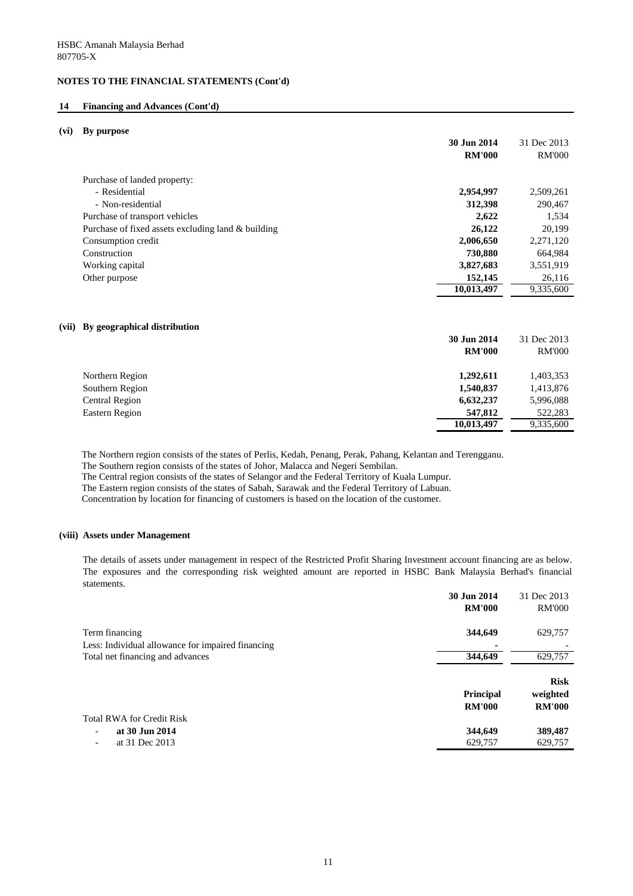HSBC Amanah Malaysia Berhad
807705-X

**NOTES TO THE FINANCIAL STATEMENTS (Cont'd)**

## 14 Financing and Advances (Cont'd)

### (vi) By purpose

| | 30 Jun 2014 RM'000 | 31 Dec 2013 RM'000 |
|---|---|---|
| Purchase of landed property: | | |
| - Residential | **2,954,997** | 2,509,261 |
| - Non-residential | **312,398** | 290,467 |
| Purchase of transport vehicles | **2,622** | 1,534 |
| Purchase of fixed assets excluding land & building | **26,122** | 20,199 |
| Consumption credit | **2,006,650** | 2,271,120 |
| Construction | **730,880** | 664,984 |
| Working capital | **3,827,683** | 3,551,919 |
| Other purpose | **152,145** | 26,116 |
| | **10,013,497** | 9,335,600 |

### (vii) By geographical distribution

| | 30 Jun 2014 RM'000 | 31 Dec 2013 RM'000 |
|---|---|---|
| Northern Region | **1,292,611** | 1,403,353 |
| Southern Region | **1,540,837** | 1,413,876 |
| Central Region | **6,632,237** | 5,996,088 |
| Eastern Region | **547,812** | 522,283 |
| | **10,013,497** | 9,335,600 |

The Northern region consists of the states of Perlis, Kedah, Penang, Perak, Pahang, Kelantan and Terengganu.
The Southern region consists of the states of Johor, Malacca and Negeri Sembilan.
The Central region consists of the states of Selangor and the Federal Territory of Kuala Lumpur.
The Eastern region consists of the states of Sabah, Sarawak and the Federal Territory of Labuan.
Concentration by location for financing of customers is based on the location of the customer.

### (viii) Assets under Management

The details of assets under management in respect of the Restricted Profit Sharing Investment account financing are as below. The exposures and the corresponding risk weighted amount are reported in HSBC Bank Malaysia Berhad's financial statements.

| | 30 Jun 2014 RM'000 | 31 Dec 2013 RM'000 |
|---|---|---|
| Term financing | **344,649** | 629,757 |
| Less: Individual allowance for impaired financing | **-** | - |
| Total net financing and advances | **344,649** | 629,757 |

| | Principal RM'000 | Risk weighted RM'000 |
|---|---|---|
| Total RWA for Credit Risk | | |
| - **at 30 Jun 2014** | **344,649** | **389,487** |
| - at 31 Dec 2013 | 629,757 | 629,757 |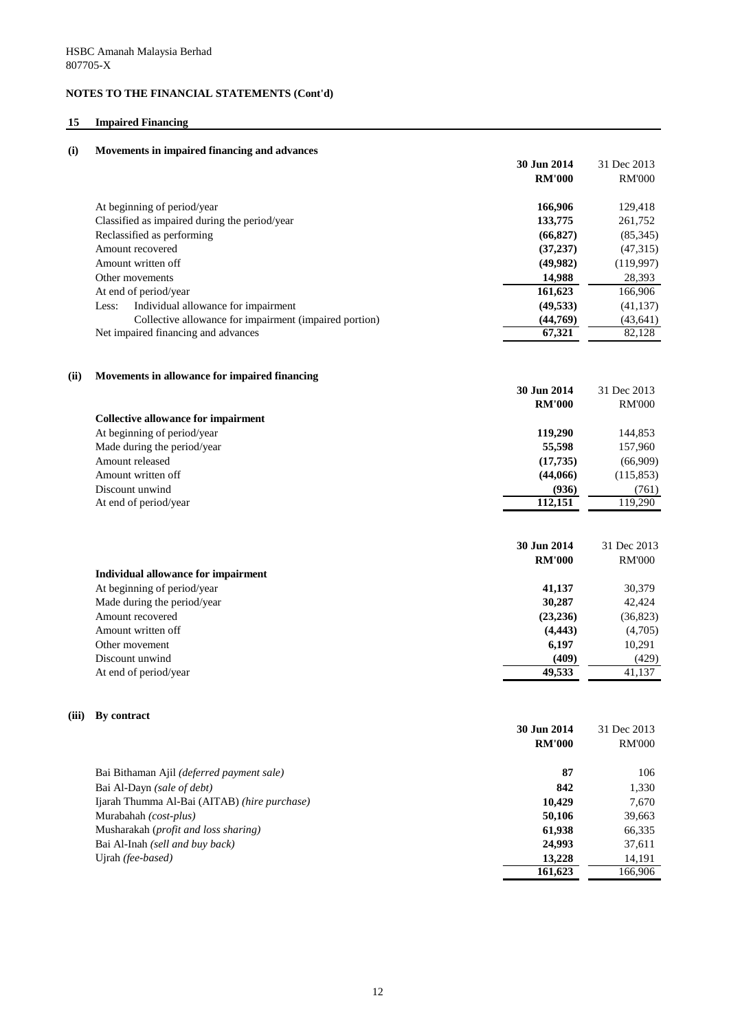HSBC Amanah Malaysia Berhad
807705-X

## NOTES TO THE FINANCIAL STATEMENTS (Cont'd)

### 15 Impaired Financing

#### (i) Movements in impaired financing and advances

| | 30 Jun 2014 RM'000 | 31 Dec 2013 RM'000 |
|---|---|---|
| At beginning of period/year | **166,906** | 129,418 |
| Classified as impaired during the period/year | **133,775** | 261,752 |
| Reclassified as performing | **(66,827)** | (85,345) |
| Amount recovered | **(37,237)** | (47,315) |
| Amount written off | **(49,982)** | (119,997) |
| Other movements | **14,988** | 28,393 |
| At end of period/year | **161,623** | 166,906 |
| Less: Individual allowance for impairment | **(49,533)** | (41,137) |
| Collective allowance for impairment (impaired portion) | **(44,769)** | (43,641) |
| Net impaired financing and advances | **67,321** | 82,128 |

#### (ii) Movements in allowance for impaired financing

| | 30 Jun 2014 RM'000 | 31 Dec 2013 RM'000 |
|---|---|---|
| **Collective allowance for impairment** | | |
| At beginning of period/year | **119,290** | 144,853 |
| Made during the period/year | **55,598** | 157,960 |
| Amount released | **(17,735)** | (66,909) |
| Amount written off | **(44,066)** | (115,853) |
| Discount unwind | **(936)** | (761) |
| At end of period/year | **112,151** | 119,290 |

| | 30 Jun 2014 RM'000 | 31 Dec 2013 RM'000 |
|---|---|---|
| **Individual allowance for impairment** | | |
| At beginning of period/year | **41,137** | 30,379 |
| Made during the period/year | **30,287** | 42,424 |
| Amount recovered | **(23,236)** | (36,823) |
| Amount written off | **(4,443)** | (4,705) |
| Other movement | **6,197** | 10,291 |
| Discount unwind | **(409)** | (429) |
| At end of period/year | **49,533** | 41,137 |

#### (iii) By contract

| | 30 Jun 2014 RM'000 | 31 Dec 2013 RM'000 |
|---|---|---|
| Bai Bithaman Ajil *(deferred payment sale)* | **87** | 106 |
| Bai Al-Dayn *(sale of debt)* | **842** | 1,330 |
| Ijarah Thumma Al-Bai (AITAB) *(hire purchase)* | **10,429** | 7,670 |
| Murabahah *(cost-plus)* | **50,106** | 39,663 |
| Musharakah (*profit and loss sharing)* | **61,938** | 66,335 |
| Bai Al-Inah *(sell and buy back)* | **24,993** | 37,611 |
| Ujrah *(fee-based)* | **13,228** | 14,191 |
| | **161,623** | 166,906 |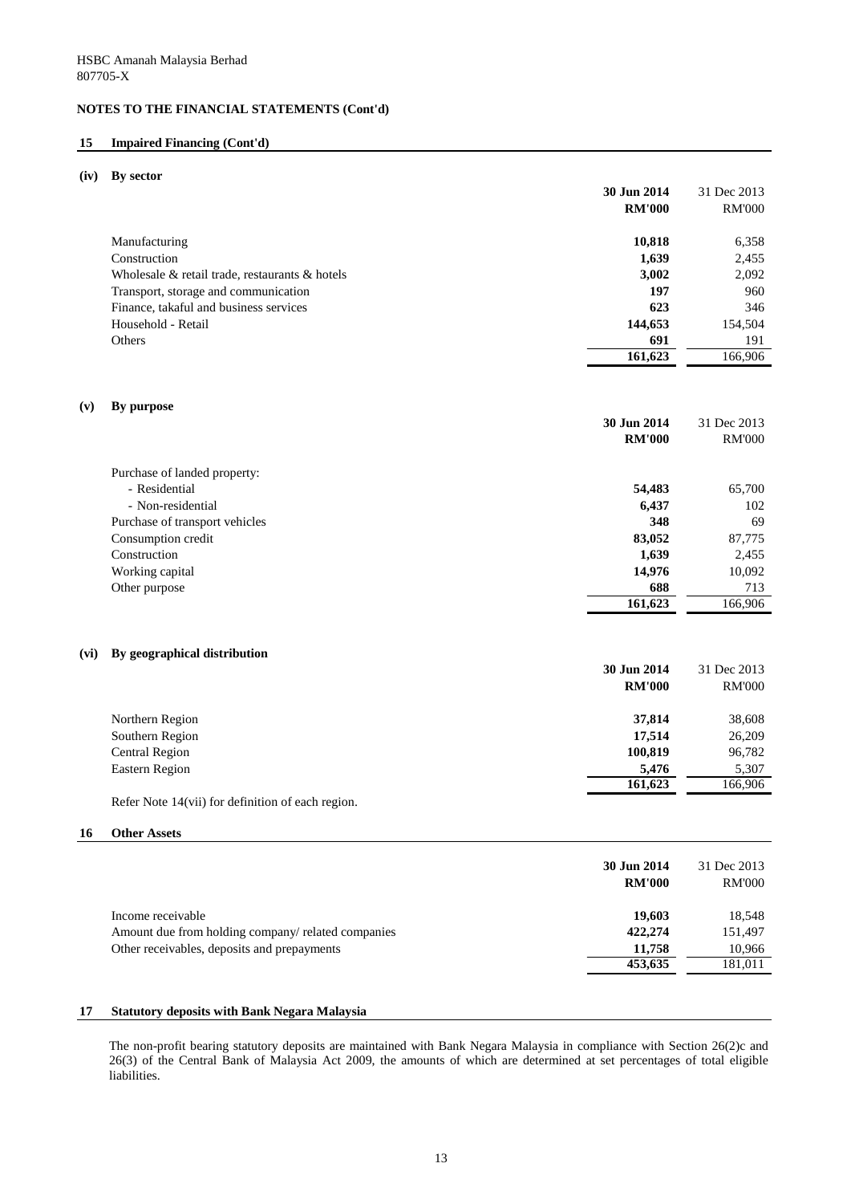HSBC Amanah Malaysia Berhad
807705-X

**NOTES TO THE FINANCIAL STATEMENTS (Cont'd)**

## 15 Impaired Financing (Cont'd)

### (iv) By sector

| | **30 Jun 2014** | 31 Dec 2013 |
|---|---|---|
| | **RM'000** | RM'000 |
| Manufacturing | **10,818** | 6,358 |
| Construction | **1,639** | 2,455 |
| Wholesale & retail trade, restaurants & hotels | **3,002** | 2,092 |
| Transport, storage and communication | **197** | 960 |
| Finance, takaful and business services | **623** | 346 |
| Household - Retail | **144,653** | 154,504 |
| Others | **691** | 191 |
| | **161,623** | 166,906 |

### (v) By purpose

| | **30 Jun 2014** | 31 Dec 2013 |
|---|---|---|
| | **RM'000** | RM'000 |
| Purchase of landed property: | | |
| - Residential | **54,483** | 65,700 |
| - Non-residential | **6,437** | 102 |
| Purchase of transport vehicles | **348** | 69 |
| Consumption credit | **83,052** | 87,775 |
| Construction | **1,639** | 2,455 |
| Working capital | **14,976** | 10,092 |
| Other purpose | **688** | 713 |
| | **161,623** | 166,906 |

### (vi) By geographical distribution

| | **30 Jun 2014** | 31 Dec 2013 |
|---|---|---|
| | **RM'000** | RM'000 |
| Northern Region | **37,814** | 38,608 |
| Southern Region | **17,514** | 26,209 |
| Central Region | **100,819** | 96,782 |
| Eastern Region | **5,476** | 5,307 |
| | **161,623** | 166,906 |

Refer Note 14(vii) for definition of each region.

## 16 Other Assets

| | **30 Jun 2014** | 31 Dec 2013 |
|---|---|---|
| | **RM'000** | RM'000 |
| Income receivable | **19,603** | 18,548 |
| Amount due from holding company/ related companies | **422,274** | 151,497 |
| Other receivables, deposits and prepayments | **11,758** | 10,966 |
| | **453,635** | 181,011 |

## 17 Statutory deposits with Bank Negara Malaysia

The non-profit bearing statutory deposits are maintained with Bank Negara Malaysia in compliance with Section 26(2)c and 26(3) of the Central Bank of Malaysia Act 2009, the amounts of which are determined at set percentages of total eligible liabilities.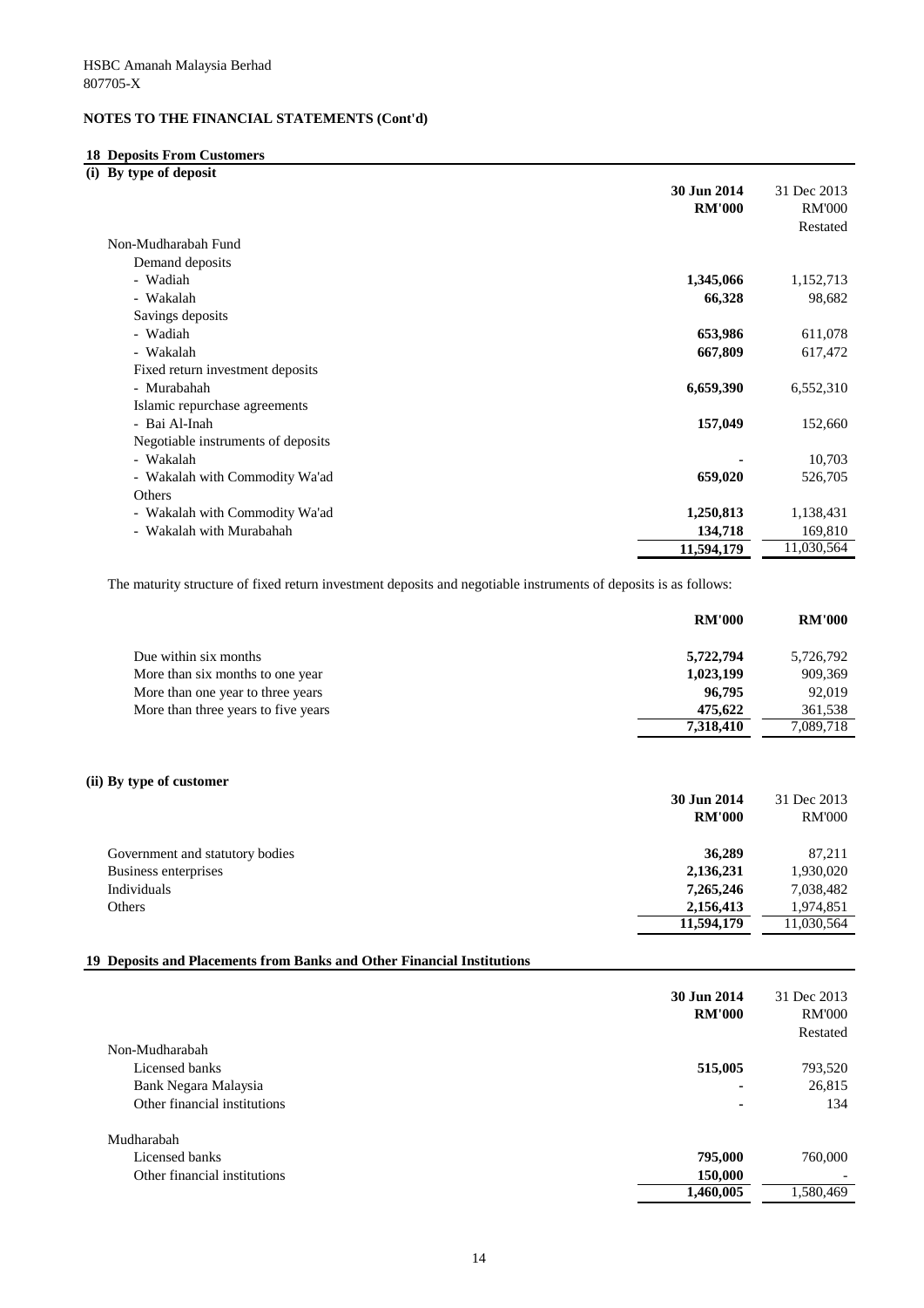HSBC Amanah Malaysia Berhad
807705-X

**NOTES TO THE FINANCIAL STATEMENTS (Cont'd)**

## 18 Deposits From Customers

### (i) By type of deposit

| | 30 Jun 2014 RM'000 | 31 Dec 2013 RM'000 Restated |
|---|---|---|
| Non-Mudharabah Fund | | |
| Demand deposits | | |
| - Wadiah | **1,345,066** | 1,152,713 |
| - Wakalah | **66,328** | 98,682 |
| Savings deposits | | |
| - Wadiah | **653,986** | 611,078 |
| - Wakalah | **667,809** | 617,472 |
| Fixed return investment deposits | | |
| - Murabahah | **6,659,390** | 6,552,310 |
| Islamic repurchase agreements | | |
| - Bai Al-Inah | **157,049** | 152,660 |
| Negotiable instruments of deposits | | |
| - Wakalah | **-** | 10,703 |
| - Wakalah with Commodity Wa'ad | **659,020** | 526,705 |
| Others | | |
| - Wakalah with Commodity Wa'ad | **1,250,813** | 1,138,431 |
| - Wakalah with Murabahah | **134,718** | 169,810 |
| | **11,594,179** | 11,030,564 |

The maturity structure of fixed return investment deposits and negotiable instruments of deposits is as follows:

| | RM'000 | RM'000 |
|---|---|---|
| Due within six months | **5,722,794** | 5,726,792 |
| More than six months to one year | **1,023,199** | 909,369 |
| More than one year to three years | **96,795** | 92,019 |
| More than three years to five years | **475,622** | 361,538 |
| | **7,318,410** | 7,089,718 |

### (ii) By type of customer

| | 30 Jun 2014 RM'000 | 31 Dec 2013 RM'000 |
|---|---|---|
| Government and statutory bodies | **36,289** | 87,211 |
| Business enterprises | **2,136,231** | 1,930,020 |
| Individuals | **7,265,246** | 7,038,482 |
| Others | **2,156,413** | 1,974,851 |
| | **11,594,179** | 11,030,564 |

## 19 Deposits and Placements from Banks and Other Financial Institutions

| | 30 Jun 2014 RM'000 | 31 Dec 2013 RM'000 Restated |
|---|---|---|
| Non-Mudharabah | | |
| Licensed banks | **515,005** | 793,520 |
| Bank Negara Malaysia | **-** | 26,815 |
| Other financial institutions | **-** | 134 |
| Mudharabah | | |
| Licensed banks | **795,000** | 760,000 |
| Other financial institutions | **150,000** | - |
| | **1,460,005** | 1,580,469 |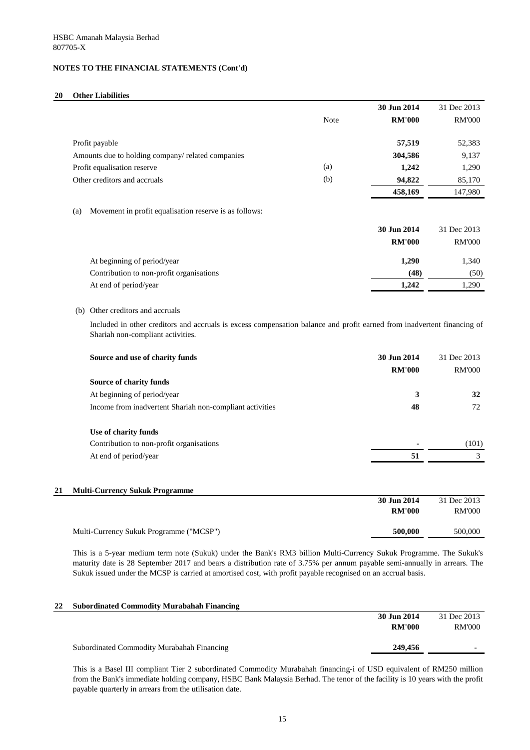HSBC Amanah Malaysia Berhad
807705-X

**NOTES TO THE FINANCIAL STATEMENTS (Cont'd)**

## 20 Other Liabilities

| | Note | 30 Jun 2014 RM'000 | 31 Dec 2013 RM'000 |
|---|---|---|---|
| Profit payable | | **57,519** | 52,383 |
| Amounts due to holding company/ related companies | | **304,586** | 9,137 |
| Profit equalisation reserve | (a) | **1,242** | 1,290 |
| Other creditors and accruals | (b) | **94,822** | 85,170 |
| | | **458,169** | 147,980 |

(a) Movement in profit equalisation reserve is as follows:

| | 30 Jun 2014 RM'000 | 31 Dec 2013 RM'000 |
|---|---|---|
| At beginning of period/year | **1,290** | 1,340 |
| Contribution to non-profit organisations | **(48)** | (50) |
| At end of period/year | **1,242** | 1,290 |

(b) Other creditors and accruals

Included in other creditors and accruals is excess compensation balance and profit earned from inadvertent financing of Shariah non-compliant activities.

| **Source and use of charity funds** | 30 Jun 2014 RM'000 | 31 Dec 2013 RM'000 |
|---|---|---|
| **Source of charity funds** | | |
| At beginning of period/year | **3** | **32** |
| Income from inadvertent Shariah non-compliant activities | **48** | 72 |
| **Use of charity funds** | | |
| Contribution to non-profit organisations | **-** | (101) |
| At end of period/year | **51** | 3 |

## 21 Multi-Currency Sukuk Programme

| | 30 Jun 2014 RM'000 | 31 Dec 2013 RM'000 |
|---|---|---|
| Multi-Currency Sukuk Programme ("MCSP") | **500,000** | 500,000 |

This is a 5-year medium term note (Sukuk) under the Bank's RM3 billion Multi-Currency Sukuk Programme. The Sukuk's maturity date is 28 September 2017 and bears a distribution rate of 3.75% per annum payable semi-annually in arrears. The Sukuk issued under the MCSP is carried at amortised cost, with profit payable recognised on an accrual basis.

## 22 Subordinated Commodity Murabahah Financing

| | 30 Jun 2014 RM'000 | 31 Dec 2013 RM'000 |
|---|---|---|
| Subordinated Commodity Murabahah Financing | **249,456** | - |

This is a Basel III compliant Tier 2 subordinated Commodity Murabahah financing-i of USD equivalent of RM250 million from the Bank's immediate holding company, HSBC Bank Malaysia Berhad. The tenor of the facility is 10 years with the profit payable quarterly in arrears from the utilisation date.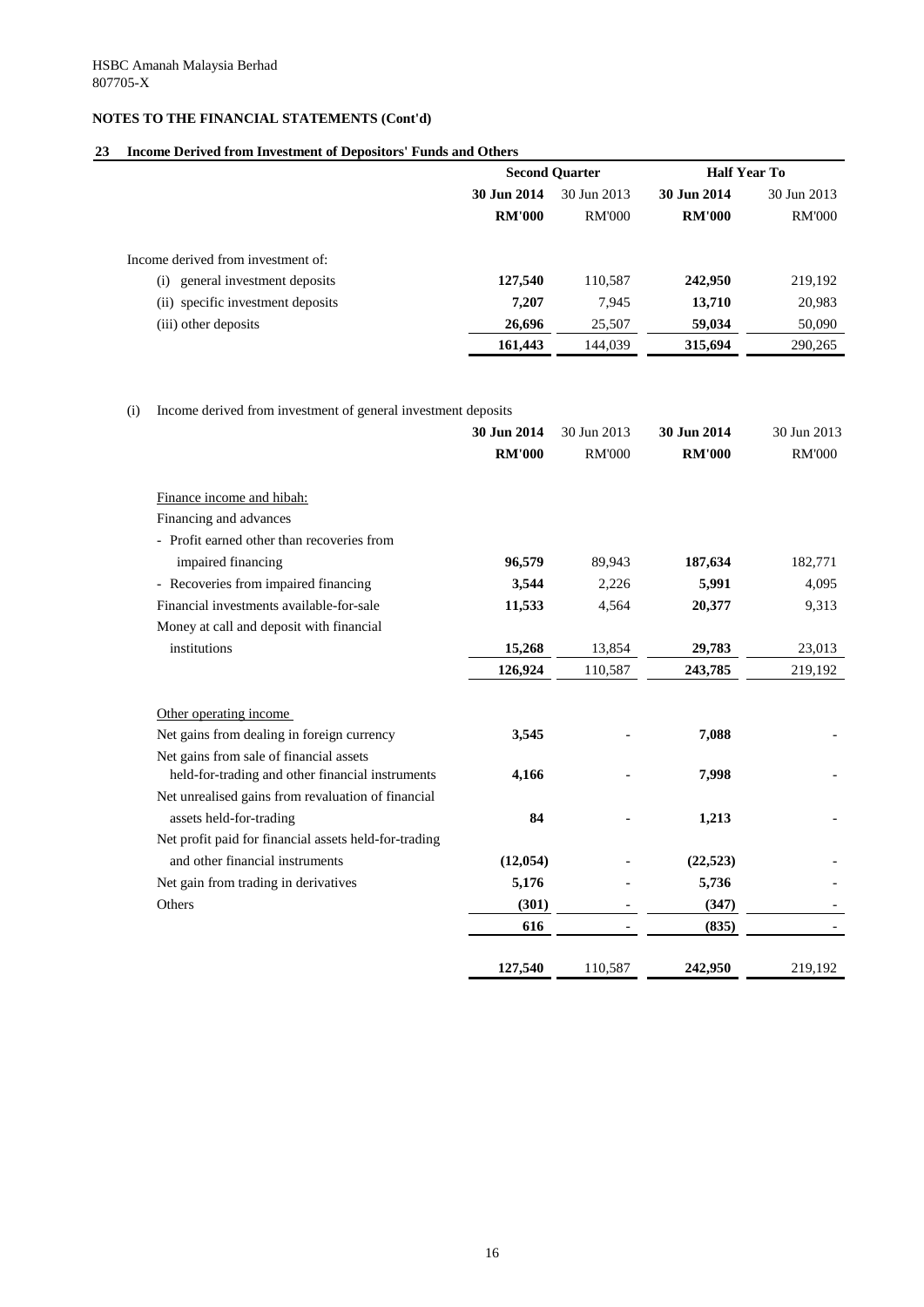HSBC Amanah Malaysia Berhad
807705-X

**NOTES TO THE FINANCIAL STATEMENTS (Cont'd)**

## 23 Income Derived from Investment of Depositors' Funds and Others

| | Second Quarter | | Half Year To | |
|---|---|---|---|---|
| | **30 Jun 2014** | 30 Jun 2013 | **30 Jun 2014** | 30 Jun 2013 |
| | **RM'000** | RM'000 | **RM'000** | RM'000 |
| Income derived from investment of: | | | | |
| (i) general investment deposits | **127,540** | 110,587 | **242,950** | 219,192 |
| (ii) specific investment deposits | **7,207** | 7,945 | **13,710** | 20,983 |
| (iii) other deposits | **26,696** | 25,507 | **59,034** | 50,090 |
| | **161,443** | 144,039 | **315,694** | 290,265 |

(i) Income derived from investment of general investment deposits

| | **30 Jun 2014** | 30 Jun 2013 | **30 Jun 2014** | 30 Jun 2013 |
|---|---|---|---|---|
| | **RM'000** | RM'000 | **RM'000** | RM'000 |
| Finance income and hibah: | | | | |
| Financing and advances | | | | |
| - Profit earned other than recoveries from impaired financing | **96,579** | 89,943 | **187,634** | 182,771 |
| - Recoveries from impaired financing | **3,544** | 2,226 | **5,991** | 4,095 |
| Financial investments available-for-sale | **11,533** | 4,564 | **20,377** | 9,313 |
| Money at call and deposit with financial institutions | **15,268** | 13,854 | **29,783** | 23,013 |
| | **126,924** | 110,587 | **243,785** | 219,192 |
| Other operating income | | | | |
| Net gains from dealing in foreign currency | **3,545** | - | **7,088** | - |
| Net gains from sale of financial assets held-for-trading and other financial instruments | **4,166** | - | **7,998** | - |
| Net unrealised gains from revaluation of financial assets held-for-trading | **84** | - | **1,213** | - |
| Net profit paid for financial assets held-for-trading and other financial instruments | **(12,054)** | - | **(22,523)** | - |
| Net gain from trading in derivatives | **5,176** | - | **5,736** | - |
| Others | **(301)** | - | **(347)** | - |
| | **616** | - | **(835)** | - |
| | **127,540** | 110,587 | **242,950** | 219,192 |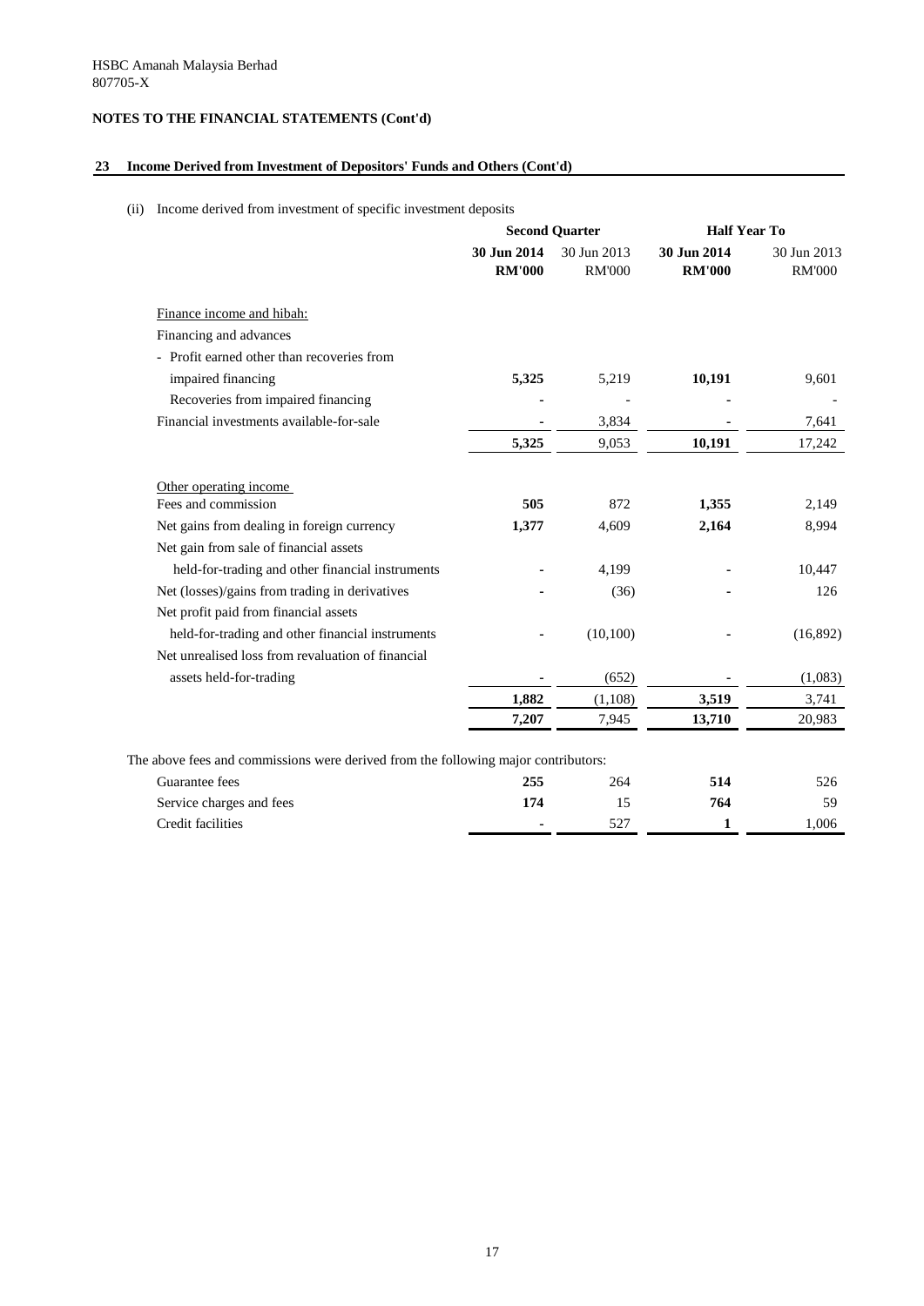HSBC Amanah Malaysia Berhad
807705-X

**NOTES TO THE FINANCIAL STATEMENTS (Cont'd)**

## 23 Income Derived from Investment of Depositors' Funds and Others (Cont'd)

(ii) Income derived from investment of specific investment deposits

| | Second Quarter | | Half Year To | |
|---|---|---|---|---|
| | **30 Jun 2014** | 30 Jun 2013 | **30 Jun 2014** | 30 Jun 2013 |
| | **RM'000** | RM'000 | **RM'000** | RM'000 |
| Finance income and hibah: | | | | |
| Financing and advances | | | | |
| - Profit earned other than recoveries from impaired financing | **5,325** | 5,219 | **10,191** | 9,601 |
| Recoveries from impaired financing | **-** | - | **-** | - |
| Financial investments available-for-sale | **-** | 3,834 | **-** | 7,641 |
| | **5,325** | 9,053 | **10,191** | 17,242 |
| Other operating income | | | | |
| Fees and commission | **505** | 872 | **1,355** | 2,149 |
| Net gains from dealing in foreign currency | **1,377** | 4,609 | **2,164** | 8,994 |
| Net gain from sale of financial assets held-for-trading and other financial instruments | **-** | 4,199 | - | 10,447 |
| Net (losses)/gains from trading in derivatives | **-** | (36) | - | 126 |
| Net profit paid from financial assets held-for-trading and other financial instruments | **-** | (10,100) | - | (16,892) |
| Net unrealised loss from revaluation of financial assets held-for-trading | **-** | (652) | **-** | (1,083) |
| | **1,882** | (1,108) | **3,519** | 3,741 |
| | **7,207** | 7,945 | **13,710** | 20,983 |

The above fees and commissions were derived from the following major contributors:

| | | | | |
|---|---|---|---|---|
| Guarantee fees | **255** | 264 | **514** | 526 |
| Service charges and fees | **174** | 15 | **764** | 59 |
| Credit facilities | **-** | 527 | **1** | 1,006 |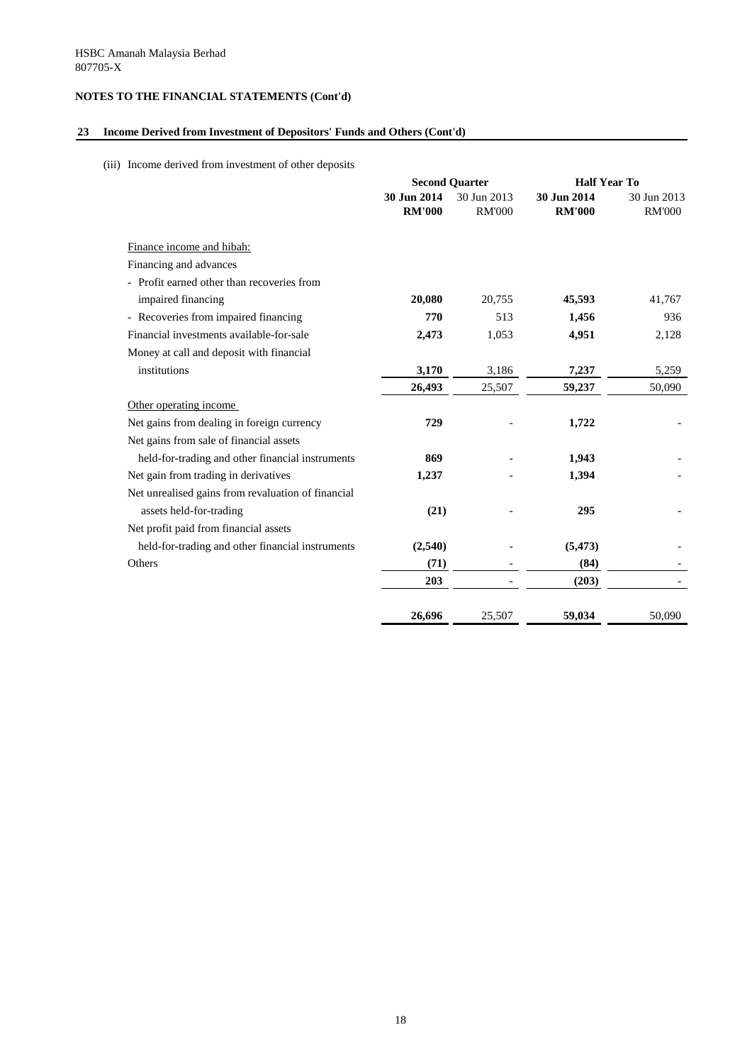HSBC Amanah Malaysia Berhad
807705-X

**NOTES TO THE FINANCIAL STATEMENTS (Cont'd)**

## 23 Income Derived from Investment of Depositors' Funds and Others (Cont'd)

(iii) Income derived from investment of other deposits

| | Second Quarter | | Half Year To | |
|---|---|---|---|---|
| | **30 Jun 2014** | 30 Jun 2013 | **30 Jun 2014** | 30 Jun 2013 |
| | **RM'000** | RM'000 | **RM'000** | RM'000 |
| Finance income and hibah: | | | | |
| Financing and advances | | | | |
| - Profit earned other than recoveries from impaired financing | **20,080** | 20,755 | **45,593** | 41,767 |
| - Recoveries from impaired financing | **770** | 513 | **1,456** | 936 |
| Financial investments available-for-sale | **2,473** | 1,053 | **4,951** | 2,128 |
| Money at call and deposit with financial institutions | **3,170** | 3,186 | **7,237** | 5,259 |
| | **26,493** | 25,507 | **59,237** | 50,090 |
| Other operating income | | | | |
| Net gains from dealing in foreign currency | **729** | - | **1,722** | - |
| Net gains from sale of financial assets held-for-trading and other financial instruments | **869** | - | **1,943** | - |
| Net gain from trading in derivatives | **1,237** | - | **1,394** | - |
| Net unrealised gains from revaluation of financial assets held-for-trading | **(21)** | - | **295** | - |
| Net profit paid from financial assets held-for-trading and other financial instruments | **(2,540)** | - | **(5,473)** | - |
| Others | **(71)** | - | **(84)** | - |
| | **203** | - | **(203)** | - |
| | **26,696** | 25,507 | **59,034** | 50,090 |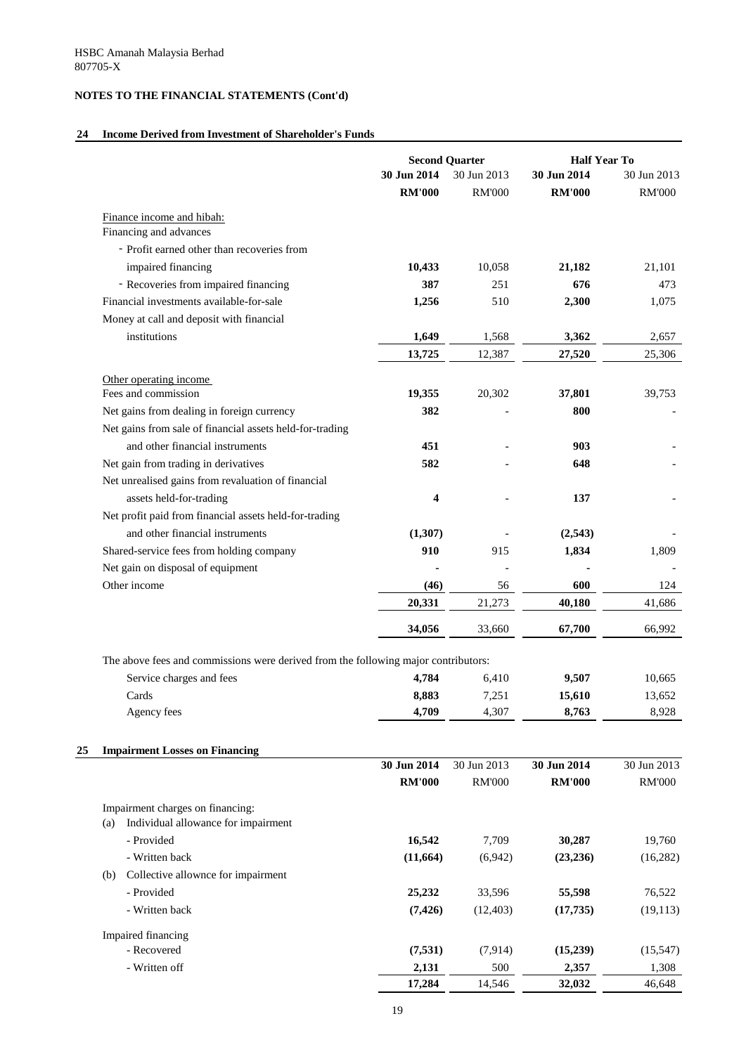HSBC Amanah Malaysia Berhad
807705-X

**NOTES TO THE FINANCIAL STATEMENTS (Cont'd)**

## 24 Income Derived from Investment of Shareholder's Funds

| | Second Quarter | | Half Year To | |
|---|---|---|---|---|
| | **30 Jun 2014** | 30 Jun 2013 | **30 Jun 2014** | 30 Jun 2013 |
| | **RM'000** | RM'000 | **RM'000** | RM'000 |
| Finance income and hibah: | | | | |
| Financing and advances | | | | |
| - Profit earned other than recoveries from impaired financing | **10,433** | 10,058 | **21,182** | 21,101 |
| - Recoveries from impaired financing | **387** | 251 | **676** | 473 |
| Financial investments available-for-sale | **1,256** | 510 | **2,300** | 1,075 |
| Money at call and deposit with financial institutions | **1,649** | 1,568 | **3,362** | 2,657 |
| | **13,725** | 12,387 | **27,520** | 25,306 |
| Other operating income | | | | |
| Fees and commission | **19,355** | 20,302 | **37,801** | 39,753 |
| Net gains from dealing in foreign currency | **382** | - | **800** | - |
| Net gains from sale of financial assets held-for-trading and other financial instruments | **451** | - | **903** | - |
| Net gain from trading in derivatives | **582** | - | **648** | - |
| Net unrealised gains from revaluation of financial assets held-for-trading | **4** | - | **137** | - |
| Net profit paid from financial assets held-for-trading and other financial instruments | **(1,307)** | - | **(2,543)** | - |
| Shared-service fees from holding company | **910** | 915 | **1,834** | 1,809 |
| Net gain on disposal of equipment | **-** | - | **-** | - |
| Other income | **(46)** | 56 | **600** | 124 |
| | **20,331** | 21,273 | **40,180** | 41,686 |
| | **34,056** | 33,660 | **67,700** | 66,992 |

The above fees and commissions were derived from the following major contributors:

| | | | | |
|---|---|---|---|---|
| Service charges and fees | **4,784** | 6,410 | **9,507** | 10,665 |
| Cards | **8,883** | 7,251 | **15,610** | 13,652 |
| Agency fees | **4,709** | 4,307 | **8,763** | 8,928 |

## 25 Impairment Losses on Financing

| | **30 Jun 2014** | 30 Jun 2013 | **30 Jun 2014** | 30 Jun 2013 |
|---|---|---|---|---|
| | **RM'000** | RM'000 | **RM'000** | RM'000 |
| Impairment charges on financing: | | | | |
| (a) Individual allowance for impairment | | | | |
| - Provided | **16,542** | 7,709 | **30,287** | 19,760 |
| - Written back | **(11,664)** | (6,942) | **(23,236)** | (16,282) |
| (b) Collective allownce for impairment | | | | |
| - Provided | **25,232** | 33,596 | **55,598** | 76,522 |
| - Written back | **(7,426)** | (12,403) | **(17,735)** | (19,113) |
| Impaired financing | | | | |
| - Recovered | **(7,531)** | (7,914) | **(15,239)** | (15,547) |
| - Written off | **2,131** | 500 | **2,357** | 1,308 |
| | **17,284** | 14,546 | **32,032** | 46,648 |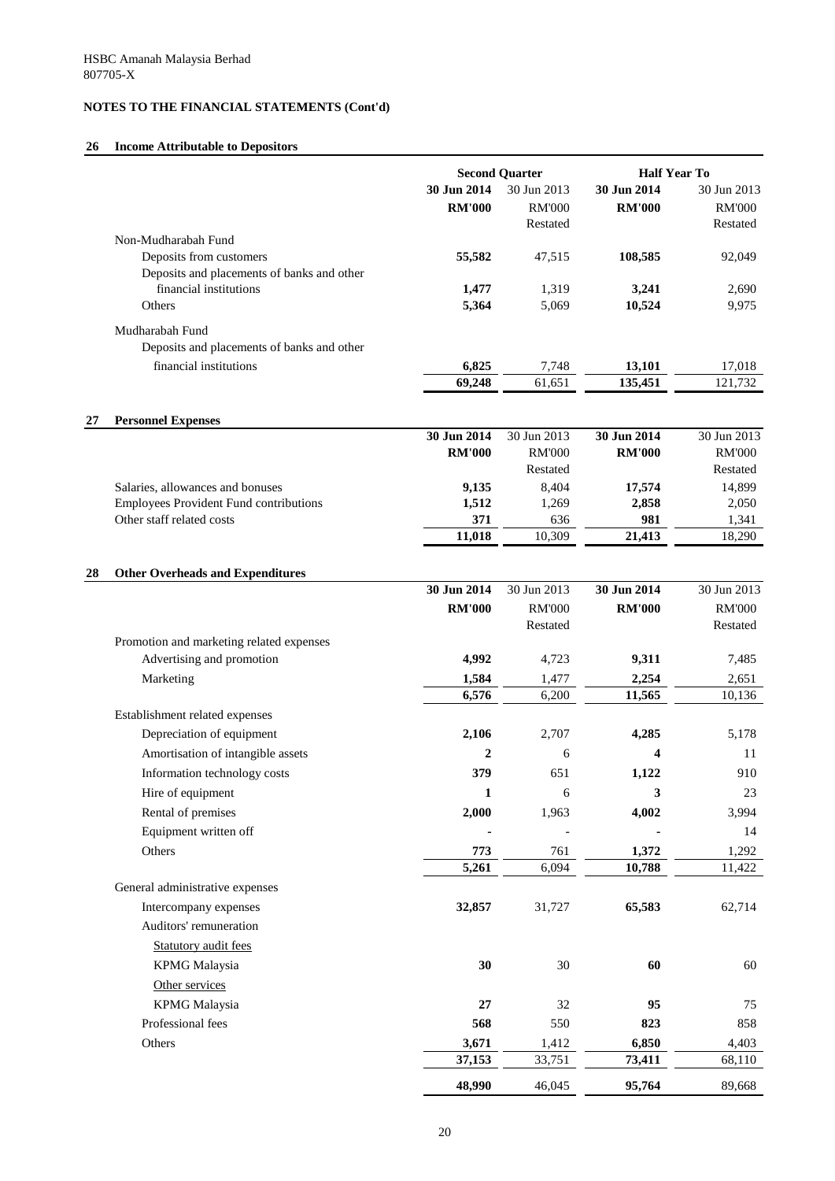HSBC Amanah Malaysia Berhad
807705-X

## NOTES TO THE FINANCIAL STATEMENTS (Cont'd)

### 26 Income Attributable to Depositors

| | Second Quarter | | Half Year To | |
|---|---|---|---|---|
| | **30 Jun 2014** | 30 Jun 2013 | **30 Jun 2014** | 30 Jun 2013 |
| | **RM'000** | RM'000 | **RM'000** | RM'000 |
| | | Restated | | Restated |
| Non-Mudharabah Fund | | | | |
| Deposits from customers | **55,582** | 47,515 | **108,585** | 92,049 |
| Deposits and placements of banks and other financial institutions | **1,477** | 1,319 | **3,241** | 2,690 |
| Others | **5,364** | 5,069 | **10,524** | 9,975 |
| Mudharabah Fund | | | | |
| Deposits and placements of banks and other financial institutions | **6,825** | 7,748 | **13,101** | 17,018 |
| | **69,248** | 61,651 | **135,451** | 121,732 |

### 27 Personnel Expenses

| | **30 Jun 2014** | 30 Jun 2013 | **30 Jun 2014** | 30 Jun 2013 |
|---|---|---|---|---|
| | **RM'000** | RM'000 | **RM'000** | RM'000 |
| | | Restated | | Restated |
| Salaries, allowances and bonuses | **9,135** | 8,404 | **17,574** | 14,899 |
| Employees Provident Fund contributions | **1,512** | 1,269 | **2,858** | 2,050 |
| Other staff related costs | **371** | 636 | **981** | 1,341 |
| | **11,018** | 10,309 | **21,413** | 18,290 |

### 28 Other Overheads and Expenditures

| | **30 Jun 2014** | 30 Jun 2013 | **30 Jun 2014** | 30 Jun 2013 |
|---|---|---|---|---|
| | **RM'000** | RM'000 | **RM'000** | RM'000 |
| | | Restated | | Restated |
| Promotion and marketing related expenses | | | | |
| Advertising and promotion | **4,992** | 4,723 | **9,311** | 7,485 |
| Marketing | **1,584** | 1,477 | **2,254** | 2,651 |
| | **6,576** | 6,200 | **11,565** | 10,136 |
| Establishment related expenses | | | | |
| Depreciation of equipment | **2,106** | 2,707 | **4,285** | 5,178 |
| Amortisation of intangible assets | **2** | 6 | **4** | 11 |
| Information technology costs | **379** | 651 | **1,122** | 910 |
| Hire of equipment | **1** | 6 | **3** | 23 |
| Rental of premises | **2,000** | 1,963 | **4,002** | 3,994 |
| Equipment written off | **-** | - | **-** | 14 |
| Others | **773** | 761 | **1,372** | 1,292 |
| | **5,261** | 6,094 | **10,788** | 11,422 |
| General administrative expenses | | | | |
| Intercompany expenses | **32,857** | 31,727 | **65,583** | 62,714 |
| Auditors' remuneration | | | | |
| Statutory audit fees | | | | |
| KPMG Malaysia | **30** | 30 | **60** | 60 |
| Other services | | | | |
| KPMG Malaysia | **27** | 32 | **95** | 75 |
| Professional fees | **568** | 550 | **823** | 858 |
| Others | **3,671** | 1,412 | **6,850** | 4,403 |
| | **37,153** | 33,751 | **73,411** | 68,110 |
| | **48,990** | 46,045 | **95,764** | 89,668 |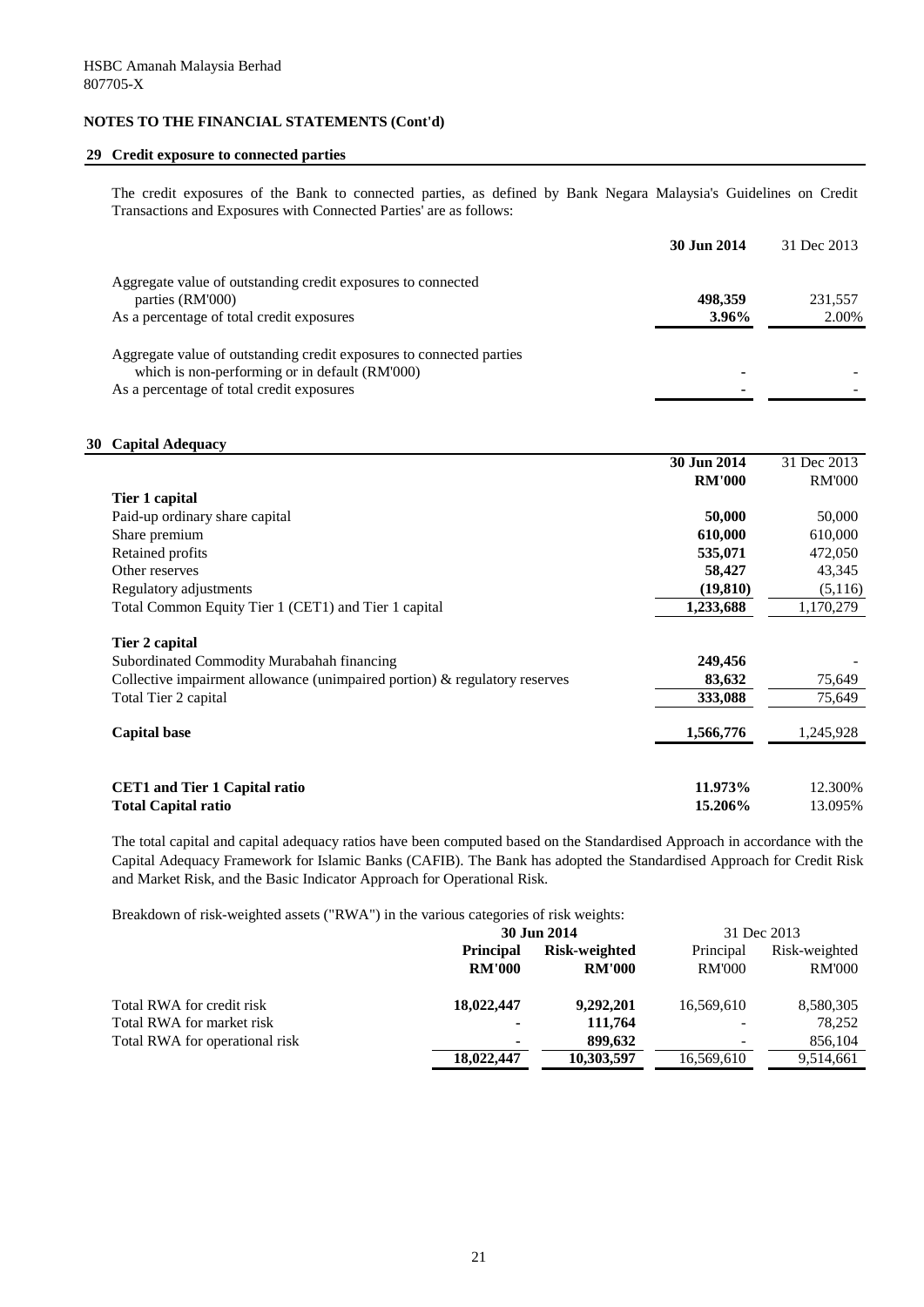HSBC Amanah Malaysia Berhad
807705-X

**NOTES TO THE FINANCIAL STATEMENTS (Cont'd)**

## 29 Credit exposure to connected parties

The credit exposures of the Bank to connected parties, as defined by Bank Negara Malaysia's Guidelines on Credit Transactions and Exposures with Connected Parties' are as follows:

| | **30 Jun 2014** | 31 Dec 2013 |
|---|---|---|
| Aggregate value of outstanding credit exposures to connected parties (RM'000) | **498,359** | 231,557 |
| As a percentage of total credit exposures | **3.96%** | 2.00% |
| Aggregate value of outstanding credit exposures to connected parties which is non-performing or in default (RM'000) | **-** | - |
| As a percentage of total credit exposures | **-** | - |

## 30 Capital Adequacy

| | **30 Jun 2014** | 31 Dec 2013 |
|---|---|---|
| | **RM'000** | RM'000 |
| **Tier 1 capital** | | |
| Paid-up ordinary share capital | **50,000** | 50,000 |
| Share premium | **610,000** | 610,000 |
| Retained profits | **535,071** | 472,050 |
| Other reserves | **58,427** | 43,345 |
| Regulatory adjustments | **(19,810)** | (5,116) |
| Total Common Equity Tier 1 (CET1) and Tier 1 capital | **1,233,688** | 1,170,279 |
| **Tier 2 capital** | | |
| Subordinated Commodity Murabahah financing | **249,456** | - |
| Collective impairment allowance (unimpaired portion) & regulatory reserves | **83,632** | 75,649 |
| Total Tier 2 capital | **333,088** | 75,649 |
| **Capital base** | **1,566,776** | 1,245,928 |
| **CET1 and Tier 1 Capital ratio** | **11.973%** | 12.300% |
| **Total Capital ratio** | **15.206%** | 13.095% |

The total capital and capital adequacy ratios have been computed based on the Standardised Approach in accordance with the Capital Adequacy Framework for Islamic Banks (CAFIB). The Bank has adopted the Standardised Approach for Credit Risk and Market Risk, and the Basic Indicator Approach for Operational Risk.

Breakdown of risk-weighted assets ("RWA") in the various categories of risk weights:

| | **30 Jun 2014** | | 31 Dec 2013 | |
|---|---|---|---|---|
| | **Principal** | **Risk-weighted** | Principal | Risk-weighted |
| | **RM'000** | **RM'000** | RM'000 | RM'000 |
| Total RWA for credit risk | **18,022,447** | **9,292,201** | 16,569,610 | 8,580,305 |
| Total RWA for market risk | **-** | **111,764** | - | 78,252 |
| Total RWA for operational risk | **-** | **899,632** | - | 856,104 |
| | **18,022,447** | **10,303,597** | 16,569,610 | 9,514,661 |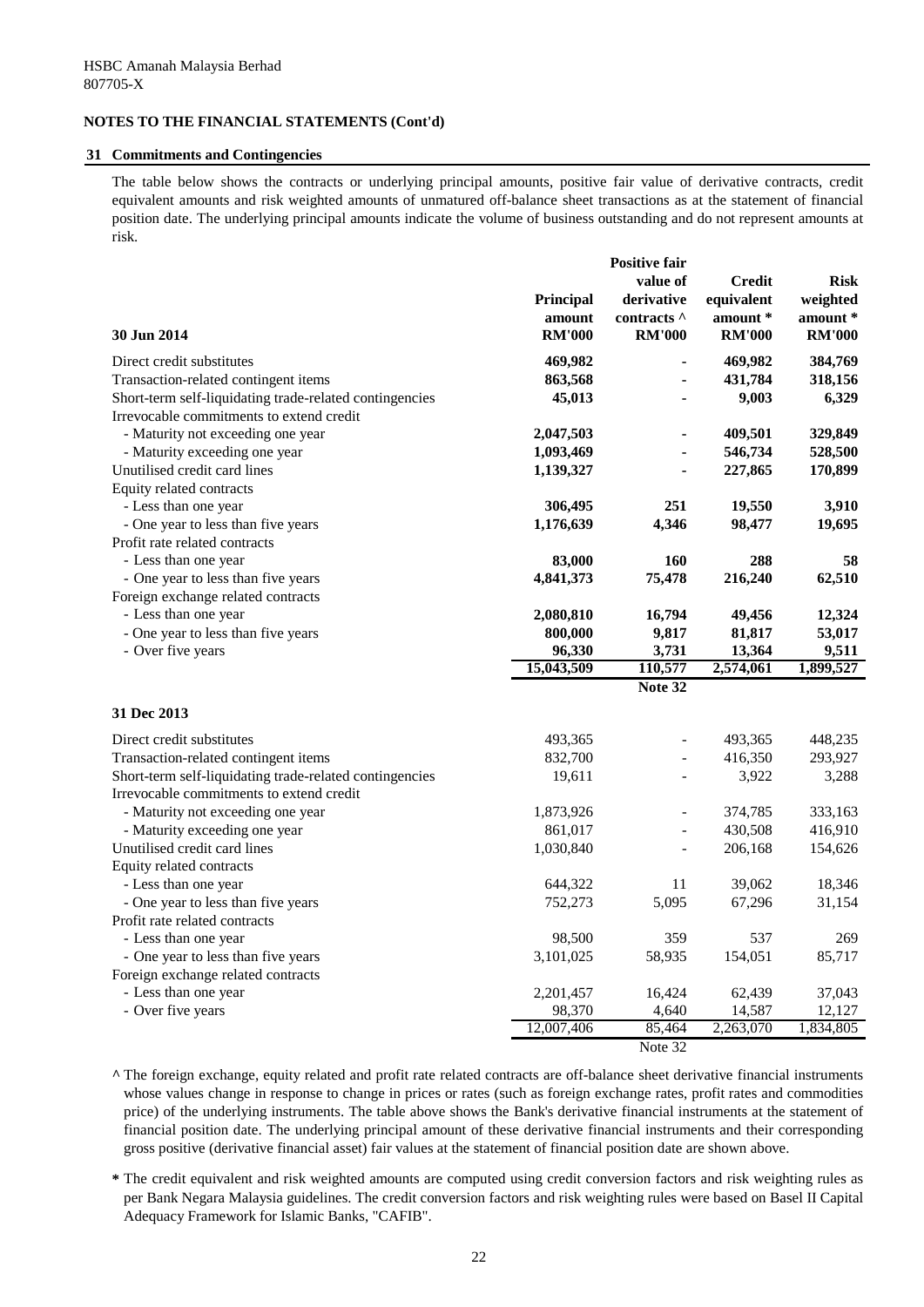HSBC Amanah Malaysia Berhad
807705-X

**NOTES TO THE FINANCIAL STATEMENTS (Cont'd)**

## 31 Commitments and Contingencies

The table below shows the contracts or underlying principal amounts, positive fair value of derivative contracts, credit equivalent amounts and risk weighted amounts of unmatured off-balance sheet transactions as at the statement of financial position date. The underlying principal amounts indicate the volume of business outstanding and do not represent amounts at risk.

| 30 Jun 2014 | Principal amount RM'000 | Positive fair value of derivative contracts ^ RM'000 | Credit equivalent amount * RM'000 | Risk weighted amount * RM'000 |
|---|---|---|---|---|
| Direct credit substitutes | **469,982** | **-** | **469,982** | **384,769** |
| Transaction-related contingent items | **863,568** | **-** | **431,784** | **318,156** |
| Short-term self-liquidating trade-related contingencies | **45,013** | **-** | **9,003** | **6,329** |
| Irrevocable commitments to extend credit | | | | |
| - Maturity not exceeding one year | **2,047,503** | **-** | **409,501** | **329,849** |
| - Maturity exceeding one year | **1,093,469** | **-** | **546,734** | **528,500** |
| Unutilised credit card lines | **1,139,327** | **-** | **227,865** | **170,899** |
| Equity related contracts | | | | |
| - Less than one year | **306,495** | **251** | **19,550** | **3,910** |
| - One year to less than five years | **1,176,639** | **4,346** | **98,477** | **19,695** |
| Profit rate related contracts | | | | |
| - Less than one year | **83,000** | **160** | **288** | **58** |
| - One year to less than five years | **4,841,373** | **75,478** | **216,240** | **62,510** |
| Foreign exchange related contracts | | | | |
| - Less than one year | **2,080,810** | **16,794** | **49,456** | **12,324** |
| - One year to less than five years | **800,000** | **9,817** | **81,817** | **53,017** |
| - Over five years | **96,330** | **3,731** | **13,364** | **9,511** |
| | **15,043,509** | **110,577** | **2,574,061** | **1,899,527** |
| | | **Note 32** | | |
| **31 Dec 2013** | | | | |
| Direct credit substitutes | 493,365 | - | 493,365 | 448,235 |
| Transaction-related contingent items | 832,700 | - | 416,350 | 293,927 |
| Short-term self-liquidating trade-related contingencies | 19,611 | - | 3,922 | 3,288 |
| Irrevocable commitments to extend credit | | | | |
| - Maturity not exceeding one year | 1,873,926 | - | 374,785 | 333,163 |
| - Maturity exceeding one year | 861,017 | - | 430,508 | 416,910 |
| Unutilised credit card lines | 1,030,840 | - | 206,168 | 154,626 |
| Equity related contracts | | | | |
| - Less than one year | 644,322 | 11 | 39,062 | 18,346 |
| - One year to less than five years | 752,273 | 5,095 | 67,296 | 31,154 |
| Profit rate related contracts | | | | |
| - Less than one year | 98,500 | 359 | 537 | 269 |
| - One year to less than five years | 3,101,025 | 58,935 | 154,051 | 85,717 |
| Foreign exchange related contracts | | | | |
| - Less than one year | 2,201,457 | 16,424 | 62,439 | 37,043 |
| - Over five years | 98,370 | 4,640 | 14,587 | 12,127 |
| | 12,007,406 | 85,464 | 2,263,070 | 1,834,805 |
| | | Note 32 | | |

**^** The foreign exchange, equity related and profit rate related contracts are off-balance sheet derivative financial instruments whose values change in response to change in prices or rates (such as foreign exchange rates, profit rates and commodities price) of the underlying instruments. The table above shows the Bank's derivative financial instruments at the statement of financial position date. The underlying principal amount of these derivative financial instruments and their corresponding gross positive (derivative financial asset) fair values at the statement of financial position date are shown above.

**\*** The credit equivalent and risk weighted amounts are computed using credit conversion factors and risk weighting rules as per Bank Negara Malaysia guidelines. The credit conversion factors and risk weighting rules were based on Basel II Capital Adequacy Framework for Islamic Banks, "CAFIB".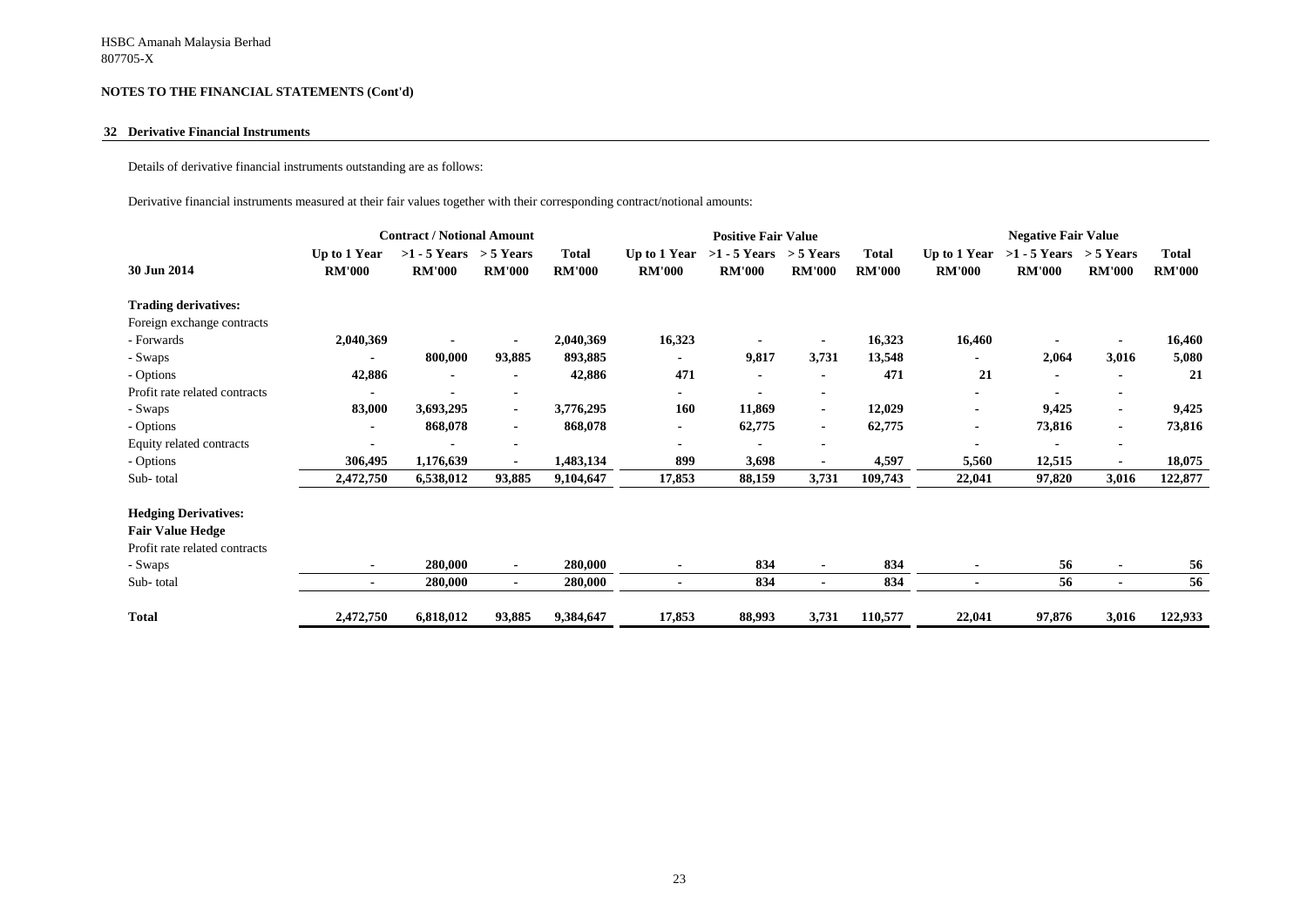HSBC Amanah Malaysia Berhad
807705-X

**NOTES TO THE FINANCIAL STATEMENTS (Cont'd)**

## 32 Derivative Financial Instruments

Details of derivative financial instruments outstanding are as follows:

Derivative financial instruments measured at their fair values together with their corresponding contract/notional amounts:

| | Contract / Notional Amount | | | | Positive Fair Value | | | | Negative Fair Value | | | |
|---|---|---|---|---|---|---|---|---|---|---|---|---|
| **30 Jun 2014** | **Up to 1 Year RM'000** | **>1 - 5 Years RM'000** | **> 5 Years RM'000** | **Total RM'000** | **Up to 1 Year RM'000** | **>1 - 5 Years RM'000** | **> 5 Years RM'000** | **Total RM'000** | **Up to 1 Year RM'000** | **>1 - 5 Years RM'000** | **> 5 Years RM'000** | **Total RM'000** |
| **Trading derivatives:** | | | | | | | | | | | | |
| Foreign exchange contracts | | | | | | | | | | | | |
| - Forwards | **2,040,369** | **-** | **-** | **2,040,369** | **16,323** | **-** | **-** | **16,323** | **16,460** | **-** | **-** | **16,460** |
| - Swaps | **-** | **800,000** | **93,885** | **893,885** | **-** | **9,817** | **3,731** | **13,548** | **-** | **2,064** | **3,016** | **5,080** |
| - Options | **42,886** | **-** | **-** | **42,886** | **471** | **-** | **-** | **471** | **21** | **-** | **-** | **21** |
| Profit rate related contracts | **-** | **-** | **-** | | **-** | **-** | **-** | | **-** | **-** | **-** | |
| - Swaps | **83,000** | **3,693,295** | **-** | **3,776,295** | **160** | **11,869** | **-** | **12,029** | **-** | **9,425** | **-** | **9,425** |
| - Options | **-** | **868,078** | **-** | **868,078** | **-** | **62,775** | **-** | **62,775** | **-** | **73,816** | **-** | **73,816** |
| Equity related contracts | **-** | **-** | **-** | | **-** | **-** | **-** | | **-** | **-** | **-** | |
| - Options | **306,495** | **1,176,639** | **-** | **1,483,134** | **899** | **3,698** | **-** | **4,597** | **5,560** | **12,515** | **-** | **18,075** |
| Sub- total | **2,472,750** | **6,538,012** | **93,885** | **9,104,647** | **17,853** | **88,159** | **3,731** | **109,743** | **22,041** | **97,820** | **3,016** | **122,877** |
| **Hedging Derivatives:** | | | | | | | | | | | | |
| ***Fair Value Hedge*** | | | | | | | | | | | | |
| Profit rate related contracts | | | | | | | | | | | | |
| - Swaps | **-** | **280,000** | **-** | **280,000** | **-** | **834** | **-** | **834** | **-** | **56** | **-** | **56** |
| Sub- total | **-** | **280,000** | **-** | **280,000** | **-** | **834** | **-** | **834** | **-** | **56** | **-** | **56** |
| **Total** | **2,472,750** | **6,818,012** | **93,885** | **9,384,647** | **17,853** | **88,993** | **3,731** | **110,577** | **22,041** | **97,876** | **3,016** | **122,933** |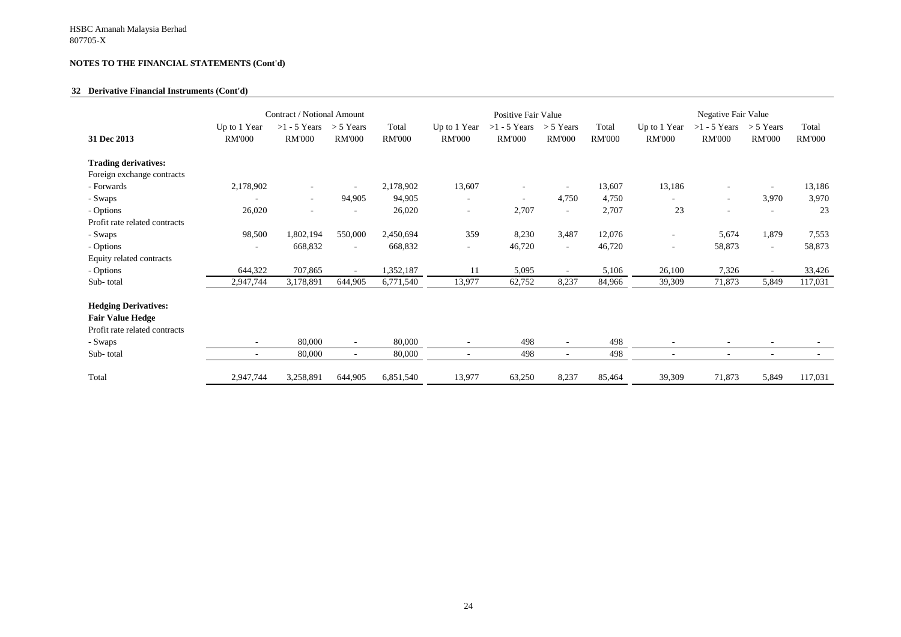HSBC Amanah Malaysia Berhad
807705-X

**NOTES TO THE FINANCIAL STATEMENTS (Cont'd)**

**32 Derivative Financial Instruments (Cont'd)**

| | Contract / Notional Amount | | | | Positive Fair Value | | | | Negative Fair Value | | | |
|---|---|---|---|---|---|---|---|---|---|---|---|---|
| **31 Dec 2013** | Up to 1 Year RM'000 | >1 - 5 Years RM'000 | > 5 Years RM'000 | Total RM'000 | Up to 1 Year RM'000 | >1 - 5 Years RM'000 | > 5 Years RM'000 | Total RM'000 | Up to 1 Year RM'000 | >1 - 5 Years RM'000 | > 5 Years RM'000 | Total RM'000 |
| **Trading derivatives:** | | | | | | | | | | | | |
| Foreign exchange contracts | | | | | | | | | | | | |
| - Forwards | 2,178,902 | - | - | 2,178,902 | 13,607 | - | - | 13,607 | 13,186 | - | - | 13,186 |
| - Swaps | - | - | 94,905 | 94,905 | - | - | 4,750 | 4,750 | - | - | 3,970 | 3,970 |
| - Options | 26,020 | - | - | 26,020 | - | 2,707 | - | 2,707 | 23 | - | - | 23 |
| Profit rate related contracts | | | | | | | | | | | | |
| - Swaps | 98,500 | 1,802,194 | 550,000 | 2,450,694 | 359 | 8,230 | 3,487 | 12,076 | - | 5,674 | 1,879 | 7,553 |
| - Options | - | 668,832 | - | 668,832 | - | 46,720 | - | 46,720 | - | 58,873 | - | 58,873 |
| Equity related contracts | | | | | | | | | | | | |
| - Options | 644,322 | 707,865 | - | 1,352,187 | 11 | 5,095 | - | 5,106 | 26,100 | 7,326 | - | 33,426 |
| Sub- total | 2,947,744 | 3,178,891 | 644,905 | 6,771,540 | 13,977 | 62,752 | 8,237 | 84,966 | 39,309 | 71,873 | 5,849 | 117,031 |
| **Hedging Derivatives:** | | | | | | | | | | | | |
| **Fair Value Hedge** | | | | | | | | | | | | |
| Profit rate related contracts | | | | | | | | | | | | |
| - Swaps | - | 80,000 | - | 80,000 | - | 498 | - | 498 | - | - | - | - |
| Sub- total | - | 80,000 | - | 80,000 | - | 498 | - | 498 | - | - | - | - |
| Total | 2,947,744 | 3,258,891 | 644,905 | 6,851,540 | 13,977 | 63,250 | 8,237 | 85,464 | 39,309 | 71,873 | 5,849 | 117,031 |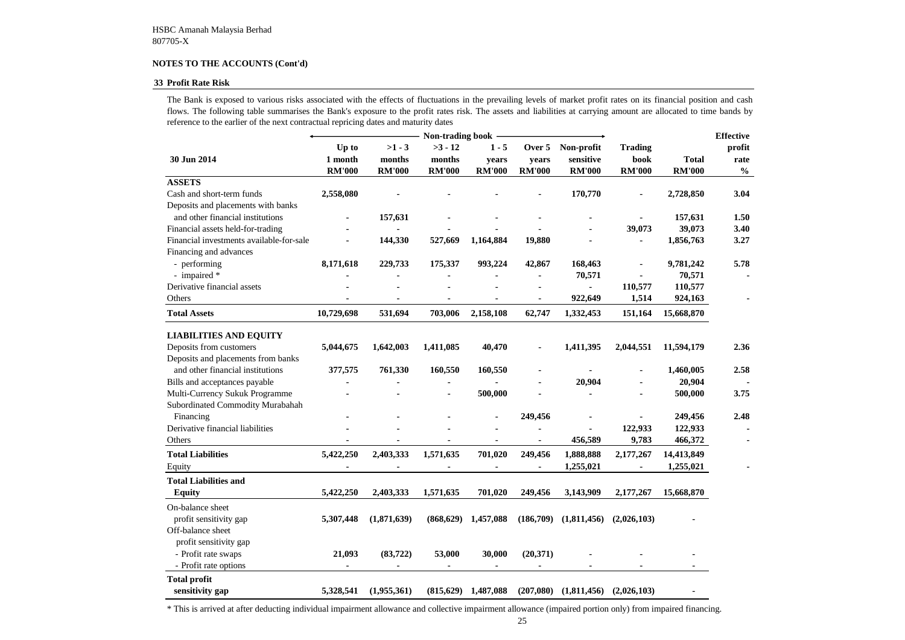HSBC Amanah Malaysia Berhad
807705-X

**NOTES TO THE ACCOUNTS (Cont'd)**

**33 Profit Rate Risk**

The Bank is exposed to various risks associated with the effects of fluctuations in the prevailing levels of market profit rates on its financial position and cash flows. The following table summarises the Bank's exposure to the profit rates risk. The assets and liabilities at carrying amount are allocated to time bands by reference to the earlier of the next contractual repricing dates and maturity dates

| | Non-trading book | | | | | | | | Effective |
|---|---|---|---|---|---|---|---|---|---|
| **30 Jun 2014** | **Up to 1 month RM'000** | **>1 - 3 months RM'000** | **>3 - 12 months RM'000** | **1 - 5 years RM'000** | **Over 5 years RM'000** | **Non-profit sensitive RM'000** | **Trading book RM'000** | **Total RM'000** | **profit rate %** |
| **ASSETS** | | | | | | | | | |
| Cash and short-term funds | **2,558,080** | **-** | **-** | **-** | **-** | **170,770** | **-** | **2,728,850** | **3.04** |
| Deposits and placements with banks and other financial institutions | **-** | **157,631** | **-** | **-** | **-** | **-** | **-** | **157,631** | **1.50** |
| Financial assets held-for-trading | **-** | **-** | **-** | **-** | **-** | **-** | **39,073** | **39,073** | **3.40** |
| Financial investments available-for-sale | **-** | **144,330** | **527,669** | **1,164,884** | **19,880** | **-** | **-** | **1,856,763** | **3.27** |
| Financing and advances | | | | | | | | | |
| - performing | **8,171,618** | **229,733** | **175,337** | **993,224** | **42,867** | **168,463** | **-** | **9,781,242** | **5.78** |
| - impaired * | **-** | **-** | **-** | **-** | **-** | **70,571** | **-** | **70,571** | **-** |
| Derivative financial assets | **-** | **-** | **-** | **-** | **-** | **-** | **110,577** | **110,577** | |
| Others | **-** | **-** | **-** | **-** | **-** | **922,649** | **1,514** | **924,163** | **-** |
| **Total Assets** | **10,729,698** | **531,694** | **703,006** | **2,158,108** | **62,747** | **1,332,453** | **151,164** | **15,668,870** | |
| **LIABILITIES AND EQUITY** | | | | | | | | | |
| Deposits from customers | **5,044,675** | **1,642,003** | **1,411,085** | **40,470** | **-** | **1,411,395** | **2,044,551** | **11,594,179** | **2.36** |
| Deposits and placements from banks and other financial institutions | **377,575** | **761,330** | **160,550** | **160,550** | **-** | **-** | **-** | **1,460,005** | **2.58** |
| Bills and acceptances payable | **-** | **-** | **-** | **-** | **-** | **20,904** | **-** | **20,904** | **-** |
| Multi-Currency Sukuk Programme | **-** | **-** | **-** | **500,000** | **-** | **-** | **-** | **500,000** | **3.75** |
| Subordinated Commodity Murabahah Financing | **-** | **-** | **-** | **-** | **249,456** | **-** | **-** | **249,456** | **2.48** |
| Derivative financial liabilities | **-** | **-** | **-** | **-** | **-** | **-** | **122,933** | **122,933** | **-** |
| Others | **-** | **-** | **-** | **-** | **-** | **456,589** | **9,783** | **466,372** | **-** |
| **Total Liabilities** | **5,422,250** | **2,403,333** | **1,571,635** | **701,020** | **249,456** | **1,888,888** | **2,177,267** | **14,413,849** | |
| Equity | **-** | **-** | **-** | **-** | **-** | **1,255,021** | **-** | **1,255,021** | **-** |
| **Total Liabilities and Equity** | **5,422,250** | **2,403,333** | **1,571,635** | **701,020** | **249,456** | **3,143,909** | **2,177,267** | **15,668,870** | |
| On-balance sheet profit sensitivity gap | **5,307,448** | **(1,871,639)** | **(868,629)** | **1,457,088** | **(186,709)** | **(1,811,456)** | **(2,026,103)** | **-** | |
| Off-balance sheet profit sensitivity gap | | | | | | | | | |
| - Profit rate swaps | **21,093** | **(83,722)** | **53,000** | **30,000** | **(20,371)** | **-** | **-** | **-** | |
| - Profit rate options | **-** | **-** | **-** | **-** | **-** | **-** | **-** | **-** | |
| **Total profit sensitivity gap** | **5,328,541** | **(1,955,361)** | **(815,629)** | **1,487,088** | **(207,080)** | **(1,811,456)** | **(2,026,103)** | **-** | |

\* This is arrived at after deducting individual impairment allowance and collective impairment allowance (impaired portion only) from impaired financing.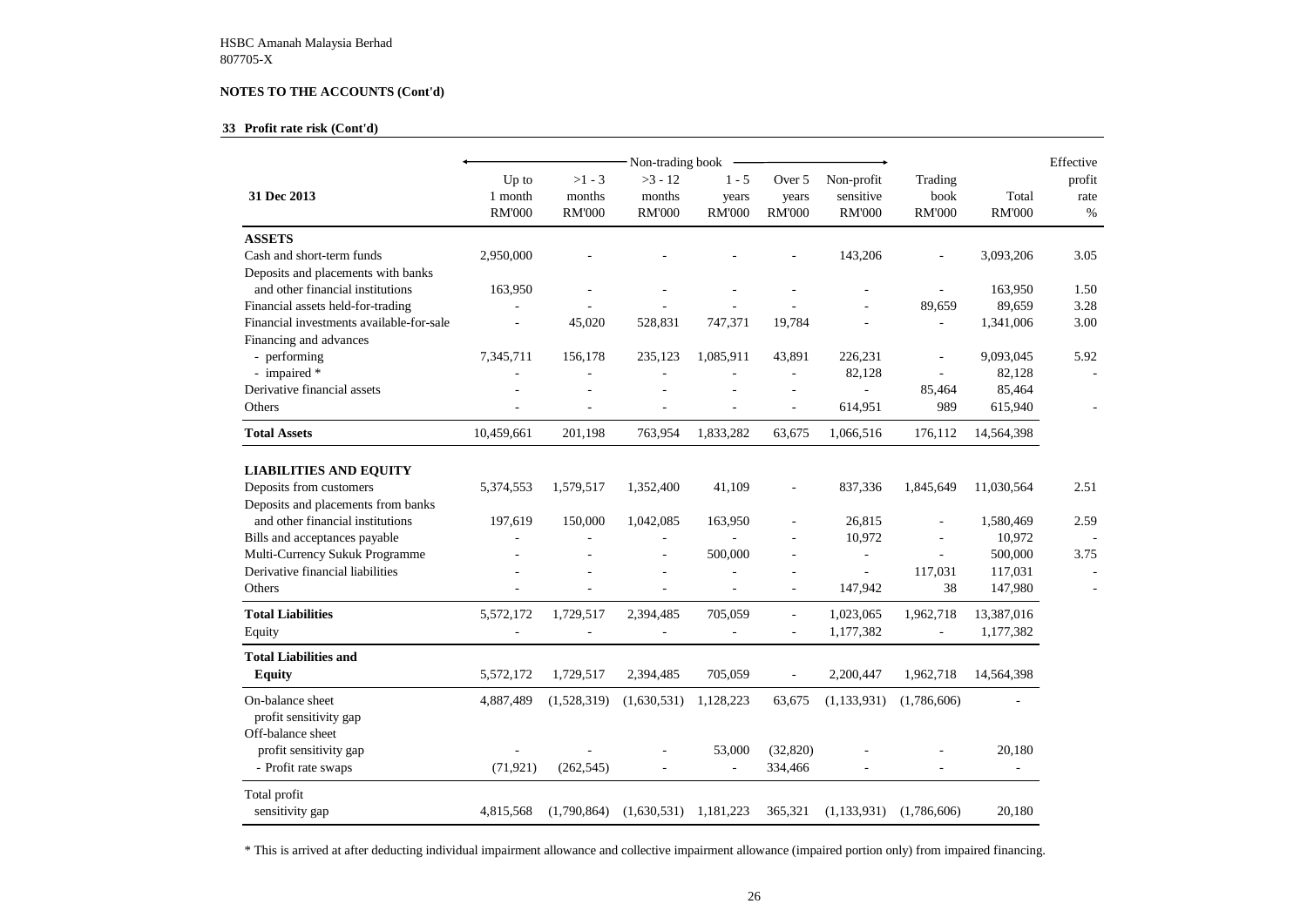HSBC Amanah Malaysia Berhad
807705-X

**NOTES TO THE ACCOUNTS (Cont'd)**

**33 Profit rate risk (Cont'd)**

| 31 Dec 2013 | Non-trading book | | | | | | Trading book | Total | Effective profit rate |
|---|---|---|---|---|---|---|---|---|---|
| | Up to 1 month RM'000 | >1 - 3 months RM'000 | >3 - 12 months RM'000 | 1 - 5 years RM'000 | Over 5 years RM'000 | Non-profit sensitive RM'000 | RM'000 | RM'000 | % |
| **ASSETS** | | | | | | | | | |
| Cash and short-term funds | 2,950,000 | - | - | - | - | 143,206 | - | 3,093,206 | 3.05 |
| Deposits and placements with banks and other financial institutions | 163,950 | - | - | - | - | - | - | 163,950 | 1.50 |
| Financial assets held-for-trading | - | - | - | - | - | - | 89,659 | 89,659 | 3.28 |
| Financial investments available-for-sale | - | 45,020 | 528,831 | 747,371 | 19,784 | - | - | 1,341,006 | 3.00 |
| Financing and advances | | | | | | | | | |
| - performing | 7,345,711 | 156,178 | 235,123 | 1,085,911 | 43,891 | 226,231 | - | 9,093,045 | 5.92 |
| - impaired * | - | - | - | - | - | 82,128 | - | 82,128 | - |
| Derivative financial assets | - | - | - | - | - | - | 85,464 | 85,464 | |
| Others | - | - | - | - | - | 614,951 | 989 | 615,940 | - |
| **Total Assets** | 10,459,661 | 201,198 | 763,954 | 1,833,282 | 63,675 | 1,066,516 | 176,112 | 14,564,398 | |
| **LIABILITIES AND EQUITY** | | | | | | | | | |
| Deposits from customers | 5,374,553 | 1,579,517 | 1,352,400 | 41,109 | - | 837,336 | 1,845,649 | 11,030,564 | 2.51 |
| Deposits and placements from banks and other financial institutions | 197,619 | 150,000 | 1,042,085 | 163,950 | - | 26,815 | - | 1,580,469 | 2.59 |
| Bills and acceptances payable | - | - | - | - | - | 10,972 | - | 10,972 | - |
| Multi-Currency Sukuk Programme | - | - | - | 500,000 | - | - | - | 500,000 | 3.75 |
| Derivative financial liabilities | - | - | - | - | - | - | 117,031 | 117,031 | - |
| Others | - | - | - | - | - | 147,942 | 38 | 147,980 | - |
| **Total Liabilities** | 5,572,172 | 1,729,517 | 2,394,485 | 705,059 | - | 1,023,065 | 1,962,718 | 13,387,016 | |
| Equity | - | - | - | - | - | 1,177,382 | - | 1,177,382 | |
| **Total Liabilities and Equity** | 5,572,172 | 1,729,517 | 2,394,485 | 705,059 | - | 2,200,447 | 1,962,718 | 14,564,398 | |
| On-balance sheet profit sensitivity gap | 4,887,489 | (1,528,319) | (1,630,531) | 1,128,223 | 63,675 | (1,133,931) | (1,786,606) | - | |
| Off-balance sheet profit sensitivity gap | - | - | - | 53,000 | (32,820) | - | - | 20,180 | |
| - Profit rate swaps | (71,921) | (262,545) | - | - | 334,466 | - | - | - | |
| Total profit sensitivity gap | 4,815,568 | (1,790,864) | (1,630,531) | 1,181,223 | 365,321 | (1,133,931) | (1,786,606) | 20,180 | |

\* This is arrived at after deducting individual impairment allowance and collective impairment allowance (impaired portion only) from impaired financing.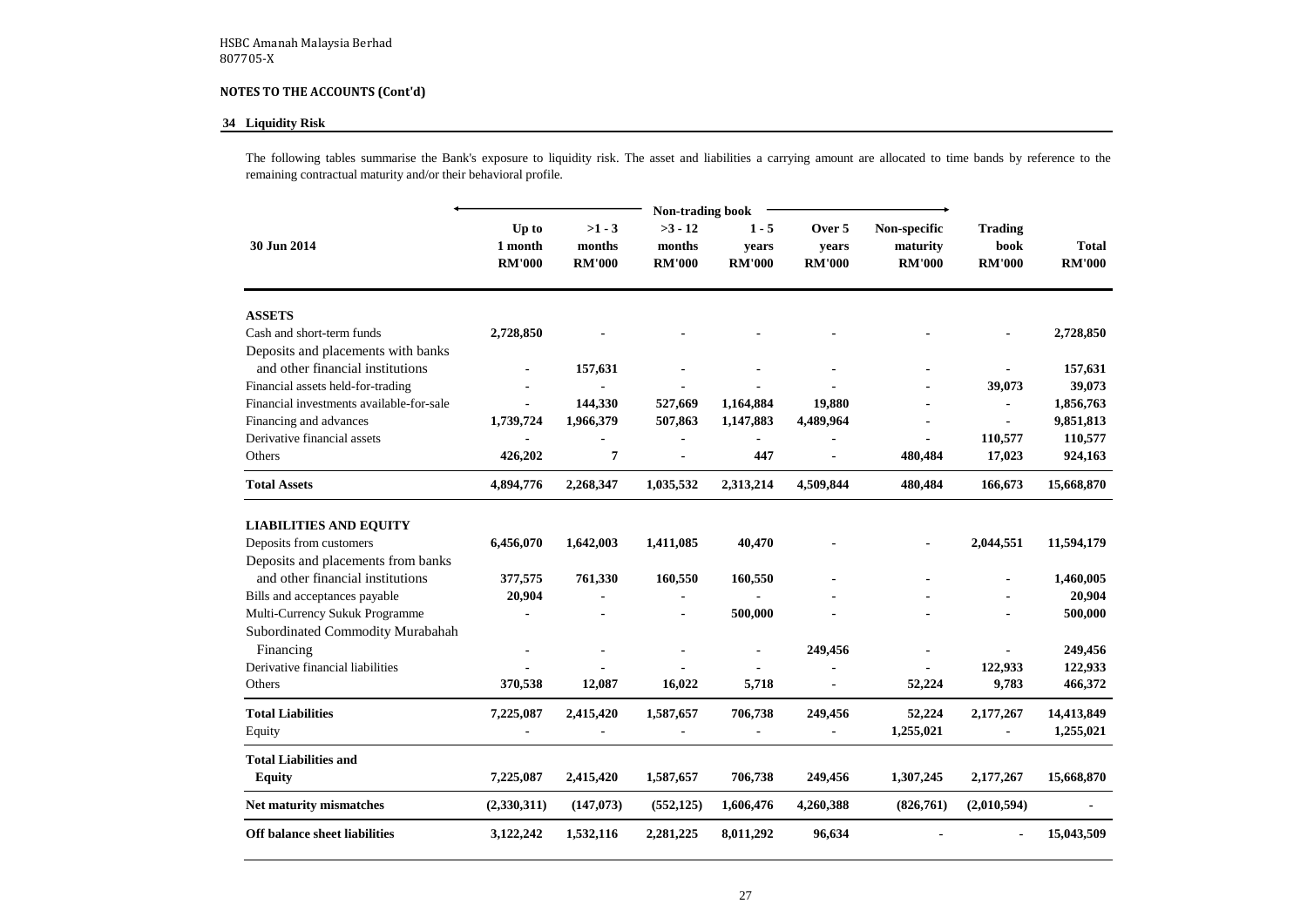HSBC Amanah Malaysia Berhad
807705-X

**NOTES TO THE ACCOUNTS (Cont'd)**

## 34 Liquidity Risk

The following tables summarise the Bank's exposure to liquidity risk. The asset and liabilities a carrying amount are allocated to time bands by reference to the remaining contractual maturity and/or their behavioral profile.

| 30 Jun 2014 | Non-trading book | | | | | | | |
|---|---|---|---|---|---|---|---|---|
| | Up to 1 month RM'000 | >1 - 3 months RM'000 | >3 - 12 months RM'000 | 1 - 5 years RM'000 | Over 5 years RM'000 | Non-specific maturity RM'000 | Trading book RM'000 | Total RM'000 |
| **ASSETS** | | | | | | | | |
| Cash and short-term funds | **2,728,850** | **-** | **-** | **-** | **-** | **-** | **-** | **2,728,850** |
| Deposits and placements with banks and other financial institutions | **-** | **157,631** | **-** | **-** | **-** | **-** | **-** | **157,631** |
| Financial assets held-for-trading | **-** | **-** | **-** | **-** | **-** | **-** | **39,073** | **39,073** |
| Financial investments available-for-sale | **-** | **144,330** | **527,669** | **1,164,884** | **19,880** | **-** | **-** | **1,856,763** |
| Financing and advances | **1,739,724** | **1,966,379** | **507,863** | **1,147,883** | **4,489,964** | **-** | **-** | **9,851,813** |
| Derivative financial assets | **-** | **-** | **-** | **-** | **-** | **-** | **110,577** | **110,577** |
| Others | **426,202** | **7** | **-** | **447** | **-** | **480,484** | **17,023** | **924,163** |
| **Total Assets** | **4,894,776** | **2,268,347** | **1,035,532** | **2,313,214** | **4,509,844** | **480,484** | **166,673** | **15,668,870** |
| **LIABILITIES AND EQUITY** | | | | | | | | |
| Deposits from customers | **6,456,070** | **1,642,003** | **1,411,085** | **40,470** | **-** | **-** | **2,044,551** | **11,594,179** |
| Deposits and placements from banks and other financial institutions | **377,575** | **761,330** | **160,550** | **160,550** | **-** | **-** | **-** | **1,460,005** |
| Bills and acceptances payable | **20,904** | **-** | **-** | **-** | **-** | **-** | **-** | **20,904** |
| Multi-Currency Sukuk Programme | **-** | **-** | **-** | **500,000** | **-** | **-** | **-** | **500,000** |
| Subordinated Commodity Murabahah Financing | **-** | **-** | **-** | **-** | **249,456** | **-** | **-** | **249,456** |
| Derivative financial liabilities | **-** | **-** | **-** | **-** | **-** | **-** | **122,933** | **122,933** |
| Others | **370,538** | **12,087** | **16,022** | **5,718** | **-** | **52,224** | **9,783** | **466,372** |
| **Total Liabilities** | **7,225,087** | **2,415,420** | **1,587,657** | **706,738** | **249,456** | **52,224** | **2,177,267** | **14,413,849** |
| Equity | **-** | **-** | **-** | **-** | **-** | **1,255,021** | **-** | **1,255,021** |
| **Total Liabilities and Equity** | **7,225,087** | **2,415,420** | **1,587,657** | **706,738** | **249,456** | **1,307,245** | **2,177,267** | **15,668,870** |
| **Net maturity mismatches** | **(2,330,311)** | **(147,073)** | **(552,125)** | **1,606,476** | **4,260,388** | **(826,761)** | **(2,010,594)** | **-** |
| **Off balance sheet liabilities** | **3,122,242** | **1,532,116** | **2,281,225** | **8,011,292** | **96,634** | **-** | **-** | **15,043,509** |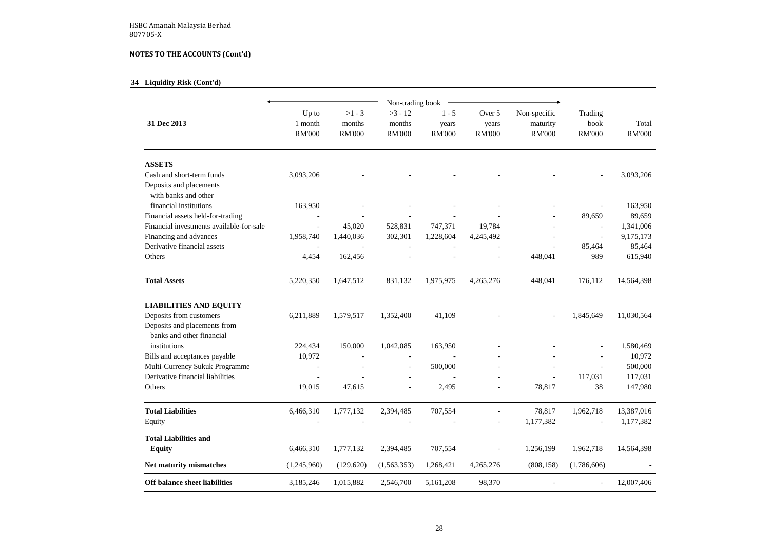HSBC Amanah Malaysia Berhad
807705-X

**NOTES TO THE ACCOUNTS (Cont'd)**

**34 Liquidity Risk (Cont'd)**

| 31 Dec 2013 | Non-trading book | | | | | | | |
|---|---|---|---|---|---|---|---|---|
| | Up to 1 month RM'000 | >1 - 3 months RM'000 | >3 - 12 months RM'000 | 1 - 5 years RM'000 | Over 5 years RM'000 | Non-specific maturity RM'000 | Trading book RM'000 | Total RM'000 |
| **ASSETS** | | | | | | | | |
| Cash and short-term funds | 3,093,206 | - | - | - | - | - | - | 3,093,206 |
| Deposits and placements with banks and other financial institutions | 163,950 | - | - | - | - | - | - | 163,950 |
| Financial assets held-for-trading | - | - | - | - | - | - | 89,659 | 89,659 |
| Financial investments available-for-sale | - | 45,020 | 528,831 | 747,371 | 19,784 | - | - | 1,341,006 |
| Financing and advances | 1,958,740 | 1,440,036 | 302,301 | 1,228,604 | 4,245,492 | - | - | 9,175,173 |
| Derivative financial assets | - | - | - | - | - | - | 85,464 | 85,464 |
| Others | 4,454 | 162,456 | - | - | - | 448,041 | 989 | 615,940 |
| **Total Assets** | 5,220,350 | 1,647,512 | 831,132 | 1,975,975 | 4,265,276 | 448,041 | 176,112 | 14,564,398 |
| **LIABILITIES AND EQUITY** | | | | | | | | |
| Deposits from customers | 6,211,889 | 1,579,517 | 1,352,400 | 41,109 | - | - | 1,845,649 | 11,030,564 |
| Deposits and placements from banks and other financial institutions | 224,434 | 150,000 | 1,042,085 | 163,950 | - | - | - | 1,580,469 |
| Bills and acceptances payable | 10,972 | - | - | - | - | - | - | 10,972 |
| Multi-Currency Sukuk Programme | - | - | - | 500,000 | - | - | - | 500,000 |
| Derivative financial liabilities | - | - | - | - | - | - | 117,031 | 117,031 |
| Others | 19,015 | 47,615 | - | 2,495 | - | 78,817 | 38 | 147,980 |
| **Total Liabilities** | 6,466,310 | 1,777,132 | 2,394,485 | 707,554 | - | 78,817 | 1,962,718 | 13,387,016 |
| Equity | - | - | - | - | - | 1,177,382 | - | 1,177,382 |
| **Total Liabilities and Equity** | 6,466,310 | 1,777,132 | 2,394,485 | 707,554 | - | 1,256,199 | 1,962,718 | 14,564,398 |
| **Net maturity mismatches** | (1,245,960) | (129,620) | (1,563,353) | 1,268,421 | 4,265,276 | (808,158) | (1,786,606) | - |
| **Off balance sheet liabilities** | 3,185,246 | 1,015,882 | 2,546,700 | 5,161,208 | 98,370 | - | - | 12,007,406 |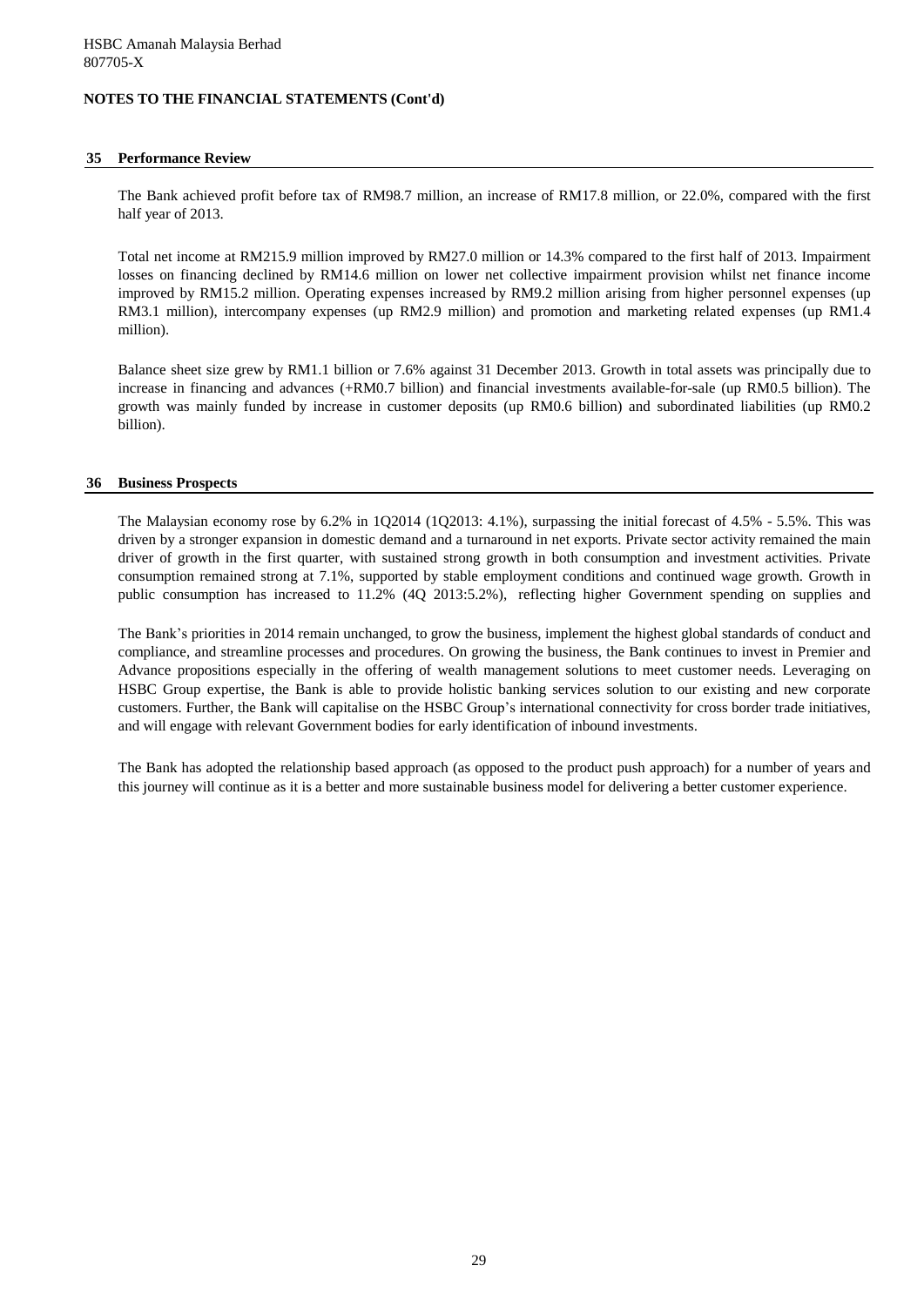HSBC Amanah Malaysia Berhad
807705-X

**NOTES TO THE FINANCIAL STATEMENTS (Cont'd)**

## 35 Performance Review

The Bank achieved profit before tax of RM98.7 million, an increase of RM17.8 million, or 22.0%, compared with the first half year of 2013.

Total net income at RM215.9 million improved by RM27.0 million or 14.3% compared to the first half of 2013. Impairment losses on financing declined by RM14.6 million on lower net collective impairment provision whilst net finance income improved by RM15.2 million. Operating expenses increased by RM9.2 million arising from higher personnel expenses (up RM3.1 million), intercompany expenses (up RM2.9 million) and promotion and marketing related expenses (up RM1.4 million).

Balance sheet size grew by RM1.1 billion or 7.6% against 31 December 2013. Growth in total assets was principally due to increase in financing and advances (+RM0.7 billion) and financial investments available-for-sale (up RM0.5 billion). The growth was mainly funded by increase in customer deposits (up RM0.6 billion) and subordinated liabilities (up RM0.2 billion).

## 36 Business Prospects

The Malaysian economy rose by 6.2% in 1Q2014 (1Q2013: 4.1%), surpassing the initial forecast of 4.5% - 5.5%. This was driven by a stronger expansion in domestic demand and a turnaround in net exports. Private sector activity remained the main driver of growth in the first quarter, with sustained strong growth in both consumption and investment activities. Private consumption remained strong at 7.1%, supported by stable employment conditions and continued wage growth. Growth in public consumption has increased to 11.2% (4Q 2013:5.2%), reflecting higher Government spending on supplies and

The Bank's priorities in 2014 remain unchanged, to grow the business, implement the highest global standards of conduct and compliance, and streamline processes and procedures. On growing the business, the Bank continues to invest in Premier and Advance propositions especially in the offering of wealth management solutions to meet customer needs. Leveraging on HSBC Group expertise, the Bank is able to provide holistic banking services solution to our existing and new corporate customers. Further, the Bank will capitalise on the HSBC Group's international connectivity for cross border trade initiatives, and will engage with relevant Government bodies for early identification of inbound investments.

The Bank has adopted the relationship based approach (as opposed to the product push approach) for a number of years and this journey will continue as it is a better and more sustainable business model for delivering a better customer experience.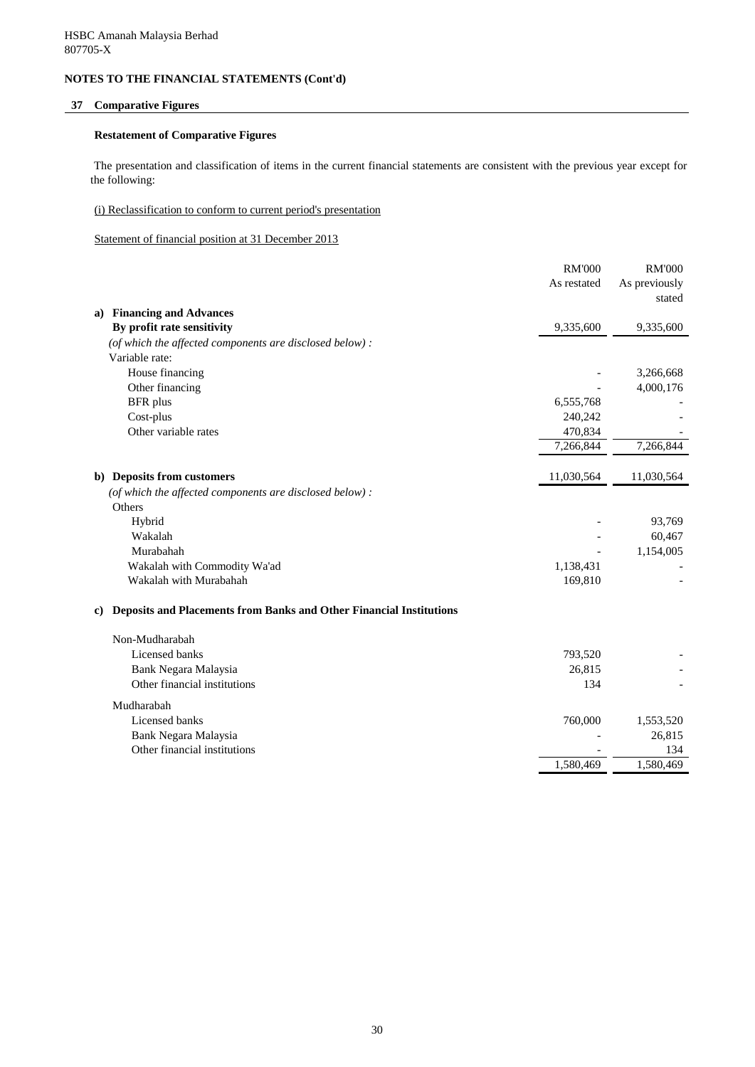HSBC Amanah Malaysia Berhad
807705-X

**NOTES TO THE FINANCIAL STATEMENTS (Cont'd)**

## 37 Comparative Figures

### Restatement of Comparative Figures

The presentation and classification of items in the current financial statements are consistent with the previous year except for the following:

(i) Reclassification to conform to current period's presentation

Statement of financial position at 31 December 2013

| | RM'000 As restated | RM'000 As previously stated |
|---|---|---|
| **a) Financing and Advances** | | |
| **By profit rate sensitivity** | 9,335,600 | 9,335,600 |
| *(of which the affected components are disclosed below) :* | | |
| Variable rate: | | |
| House financing | - | 3,266,668 |
| Other financing | - | 4,000,176 |
| BFR plus | 6,555,768 | - |
| Cost-plus | 240,242 | - |
| Other variable rates | 470,834 | - |
| | 7,266,844 | 7,266,844 |
| **b) Deposits from customers** | 11,030,564 | 11,030,564 |
| *(of which the affected components are disclosed below) :* | | |
| Others | | |
| Hybrid | - | 93,769 |
| Wakalah | - | 60,467 |
| Murabahah | - | 1,154,005 |
| Wakalah with Commodity Wa'ad | 1,138,431 | - |
| Wakalah with Murabahah | 169,810 | - |
| **c) Deposits and Placements from Banks and Other Financial Institutions** | | |
| Non-Mudharabah | | |
| Licensed banks | 793,520 | - |
| Bank Negara Malaysia | 26,815 | - |
| Other financial institutions | 134 | - |
| Mudharabah | | |
| Licensed banks | 760,000 | 1,553,520 |
| Bank Negara Malaysia | - | 26,815 |
| Other financial institutions | - | 134 |
| | 1,580,469 | 1,580,469 |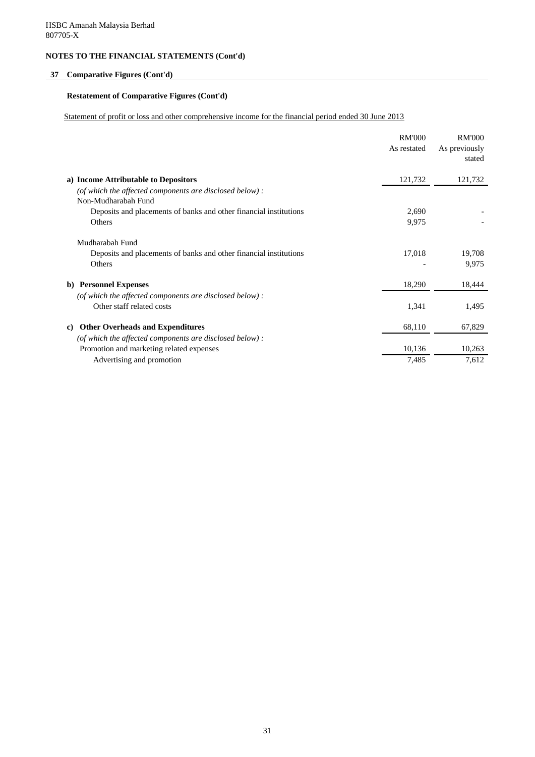HSBC Amanah Malaysia Berhad
807705-X

**NOTES TO THE FINANCIAL STATEMENTS (Cont'd)**

## 37 Comparative Figures (Cont'd)

### Restatement of Comparative Figures (Cont'd)

Statement of profit or loss and other comprehensive income for the financial period ended 30 June 2013

| | RM'000 As restated | RM'000 As previously stated |
|---|---|---|
| **a) Income Attributable to Depositors** | 121,732 | 121,732 |
| *(of which the affected components are disclosed below) :* | | |
| Non-Mudharabah Fund | | |
| Deposits and placements of banks and other financial institutions | 2,690 | - |
| Others | 9,975 | - |
| Mudharabah Fund | | |
| Deposits and placements of banks and other financial institutions | 17,018 | 19,708 |
| Others | - | 9,975 |
| **b) Personnel Expenses** | 18,290 | 18,444 |
| *(of which the affected components are disclosed below) :* | | |
| Other staff related costs | 1,341 | 1,495 |
| **c) Other Overheads and Expenditures** | 68,110 | 67,829 |
| *(of which the affected components are disclosed below) :* | | |
| Promotion and marketing related expenses | 10,136 | 10,263 |
| Advertising and promotion | 7,485 | 7,612 |